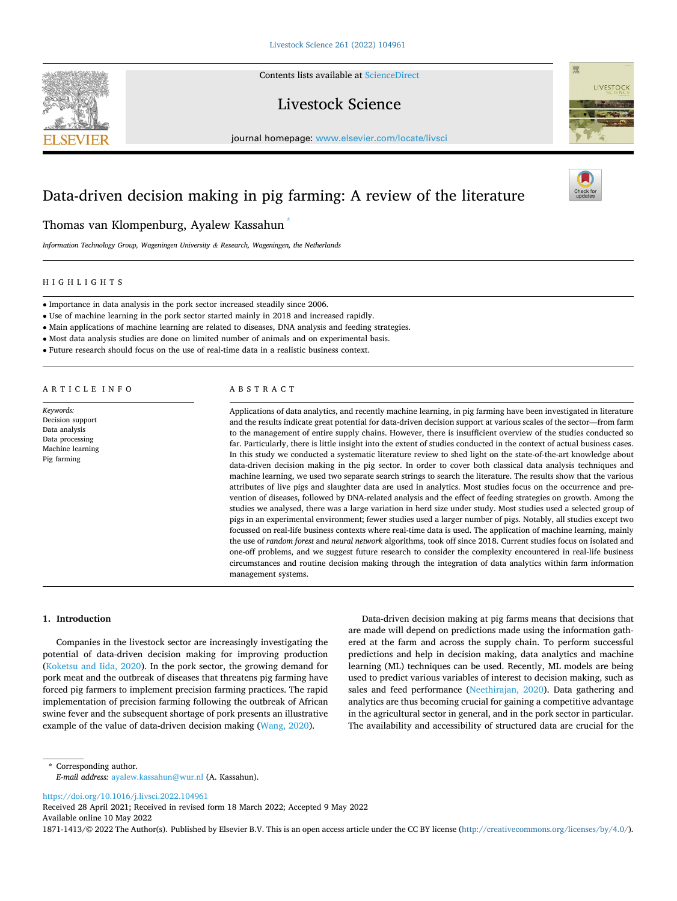# Data-driven decision making in pig farming: A review of the literature

Thomas van Klompenburg, Ayalew Kassahun *

*Information Technology Group, Wageningen University & Research, Wageningen, the Netherlands*

## HIGHLIGHTS

- Importance in data analysis in the pork sector increased steadily since 2006.
- Use of machine learning in the pork sector started mainly in 2018 and increased rapidly.
- Main applications of machine learning are related to diseases, DNA analysis and feeding strategies.
- Most data analysis studies are done on limited number of animals and on experimental basis.
- Future research should focus on the use of real-time data in a realistic business context.

## ARTICLE INFO

*Keywords:*
Decision support
Data analysis
Data processing
Machine learning
Pig farming

## ABSTRACT

Applications of data analytics, and recently machine learning, in pig farming have been investigated in literature and the results indicate great potential for data-driven decision support at various scales of the sector—from farm to the management of entire supply chains. However, there is insufficient overview of the studies conducted so far. Particularly, there is little insight into the extent of studies conducted in the context of actual business cases. In this study we conducted a systematic literature review to shed light on the state-of-the-art knowledge about data-driven decision making in the pig sector. In order to cover both classical data analysis techniques and machine learning, we used two separate search strings to search the literature. The results show that the various attributes of live pigs and slaughter data are used in analytics. Most studies focus on the occurrence and prevention of diseases, followed by DNA-related analysis and the effect of feeding strategies on growth. Among the studies we analysed, there was a large variation in herd size under study. Most studies used a selected group of pigs in an experimental environment; fewer studies used a larger number of pigs. Notably, all studies except two focussed on real-life business contexts where real-time data is used. The application of machine learning, mainly the use of *random forest* and *neural network* algorithms, took off since 2018. Current studies focus on isolated and one-off problems, and we suggest future research to consider the complexity encountered in real-life business circumstances and routine decision making through the integration of data analytics within farm information management systems.

## 1. Introduction

Companies in the livestock sector are increasingly investigating the potential of data-driven decision making for improving production (Koketsu and Iida, 2020). In the pork sector, the growing demand for pork meat and the outbreak of diseases that threatens pig farming have forced pig farmers to implement precision farming practices. The rapid implementation of precision farming following the outbreak of African swine fever and the subsequent shortage of pork presents an illustrative example of the value of data-driven decision making (Wang, 2020).

Data-driven decision making at pig farms means that decisions that are made will depend on predictions made using the information gathered at the farm and across the supply chain. To perform successful predictions and help in decision making, data analytics and machine learning (ML) techniques can be used. Recently, ML models are being used to predict various variables of interest to decision making, such as sales and feed performance (Neethirajan, 2020). Data gathering and analytics are thus becoming crucial for gaining a competitive advantage in the agricultural sector in general, and in the pork sector in particular. The availability and accessibility of structured data are crucial for the

* Corresponding author.
*E-mail address:* ayalew.kassahun@wur.nl (A. Kassahun).

https://doi.org/10.1016/j.livsci.2022.104961
Received 28 April 2021; Received in revised form 18 March 2022; Accepted 9 May 2022
Available online 10 May 2022
1871-1413/© 2022 The Author(s). Published by Elsevier B.V. This is an open access article under the CC BY license (http://creativecommons.org/licenses/by/4.0/).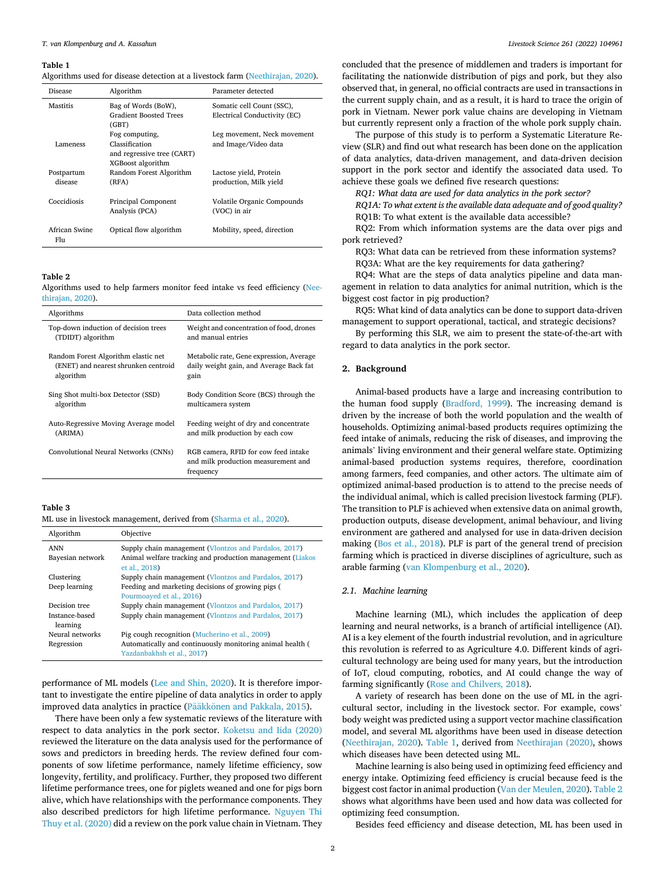**Table 1**
Algorithms used for disease detection at a livestock farm (Neethirajan, 2020).

| Disease | Algorithm | Parameter detected |
|---|---|---|
| Mastitis | Bag of Words (BoW), Gradient Boosted Trees (GBT) | Somatic cell Count (SSC), Electrical Conductivity (EC) |
| Lameness | Fog computing, Classification and regressive tree (CART) XGBoost algorithm | Leg movement, Neck movement and Image/Video data |
| Postpartum disease | Random Forest Algorithm (RFA) | Lactose yield, Protein production, Milk yield |
| Coccidiosis | Principal Component Analysis (PCA) | Volatile Organic Compounds (VOC) in air |
| African Swine Flu | Optical flow algorithm | Mobility, speed, direction |

**Table 2**
Algorithms used to help farmers monitor feed intake vs feed efficiency (Neethirajan, 2020).

| Algorithms | Data collection method |
|---|---|
| Top-down induction of decision trees (TDIDT) algorithm | Weight and concentration of food, drones and manual entries |
| Random Forest Algorithm elastic net (ENET) and nearest shrunken centroid algorithm | Metabolic rate, Gene expression, Average daily weight gain, and Average Back fat gain |
| Sing Shot multi-box Detector (SSD) algorithm | Body Condition Score (BCS) through the multicamera system |
| Auto-Regressive Moving Average model (ARIMA) | Feeding weight of dry and concentrate and milk production by each cow |
| Convolutional Neural Networks (CNNs) | RGB camera, RFID for cow feed intake and milk production measurement and frequency |

**Table 3**
ML use in livestock management, derived from (Sharma et al., 2020).

| Algorithm | Objective |
|---|---|
| ANN | Supply chain management (Vlontzos and Pardalos, 2017) |
| Bayesian network | Animal welfare tracking and production management (Liakos et al., 2018) |
| Clustering | Supply chain management (Vlontzos and Pardalos, 2017) |
| Deep learning | Feeding and marketing decisions of growing pigs (Pourmoayed et al., 2016) |
| Decision tree | Supply chain management (Vlontzos and Pardalos, 2017) |
| Instance-based learning | Supply chain management (Vlontzos and Pardalos, 2017) |
| Neural networks | Pig cough recognition (Mucherino et al., 2009) |
| Regression | Automatically and continuously monitoring animal health (Yazdanbakhsh et al., 2017) |

performance of ML models (Lee and Shin, 2020). It is therefore important to investigate the entire pipeline of data analytics in order to apply improved data analytics in practice (Pääkkönen and Pakkala, 2015).

There have been only a few systematic reviews of the literature with respect to data analytics in the pork sector. Koketsu and Iida (2020) reviewed the literature on the data analysis used for the performance of sows and predictors in breeding herds. The review defined four components of sow lifetime performance, namely lifetime efficiency, sow longevity, fertility, and prolificacy. Further, they proposed two different lifetime performance trees, one for piglets weaned and one for pigs born alive, which have relationships with the performance components. They also described predictors for high lifetime performance. Nguyen Thi Thuy et al. (2020) did a review on the pork value chain in Vietnam. They concluded that the presence of middlemen and traders is important for facilitating the nationwide distribution of pigs and pork, but they also observed that, in general, no official contracts are used in transactions in the current supply chain, and as a result, it is hard to trace the origin of pork in Vietnam. Newer pork value chains are developing in Vietnam but currently represent only a fraction of the whole pork supply chain.

The purpose of this study is to perform a Systematic Literature Review (SLR) and find out what research has been done on the application of data analytics, data-driven management, and data-driven decision support in the pork sector and identify the associated data used. To achieve these goals we defined five research questions:

*RQ1: What data are used for data analytics in the pork sector?*

*RQ1A: To what extent is the available data adequate and of good quality?*

RQ1B: To what extent is the available data accessible?

RQ2: From which information systems are the data over pigs and pork retrieved?

RQ3: What data can be retrieved from these information systems?

RQ3A: What are the key requirements for data gathering?

RQ4: What are the steps of data analytics pipeline and data management in relation to data analytics for animal nutrition, which is the biggest cost factor in pig production?

RQ5: What kind of data analytics can be done to support data-driven management to support operational, tactical, and strategic decisions?

By performing this SLR, we aim to present the state-of-the-art with regard to data analytics in the pork sector.

## 2. Background

Animal-based products have a large and increasing contribution to the human food supply (Bradford, 1999). The increasing demand is driven by the increase of both the world population and the wealth of households. Optimizing animal-based products requires optimizing the feed intake of animals, reducing the risk of diseases, and improving the animals' living environment and their general welfare state. Optimizing animal-based production systems requires, therefore, coordination among farmers, feed companies, and other actors. The ultimate aim of optimized animal-based production is to attend to the precise needs of the individual animal, which is called precision livestock farming (PLF). The transition to PLF is achieved when extensive data on animal growth, production outputs, disease development, animal behaviour, and living environment are gathered and analysed for use in data-driven decision making (Bos et al., 2018). PLF is part of the general trend of precision farming which is practiced in diverse disciplines of agriculture, such as arable farming (van Klompenburg et al., 2020).

### 2.1. Machine learning

Machine learning (ML), which includes the application of deep learning and neural networks, is a branch of artificial intelligence (AI). AI is a key element of the fourth industrial revolution, and in agriculture this revolution is referred to as Agriculture 4.0. Different kinds of agricultural technology are being used for many years, but the introduction of IoT, cloud computing, robotics, and AI could change the way of farming significantly (Rose and Chilvers, 2018).

A variety of research has been done on the use of ML in the agricultural sector, including in the livestock sector. For example, cows' body weight was predicted using a support vector machine classification model, and several ML algorithms have been used in disease detection (Neethirajan, 2020). Table 1, derived from Neethirajan (2020), shows which diseases have been detected using ML.

Machine learning is also being used in optimizing feed efficiency and energy intake. Optimizing feed efficiency is crucial because feed is the biggest cost factor in animal production (Van der Meulen, 2020). Table 2 shows what algorithms have been used and how data was collected for optimizing feed consumption.

Besides feed efficiency and disease detection, ML has been used in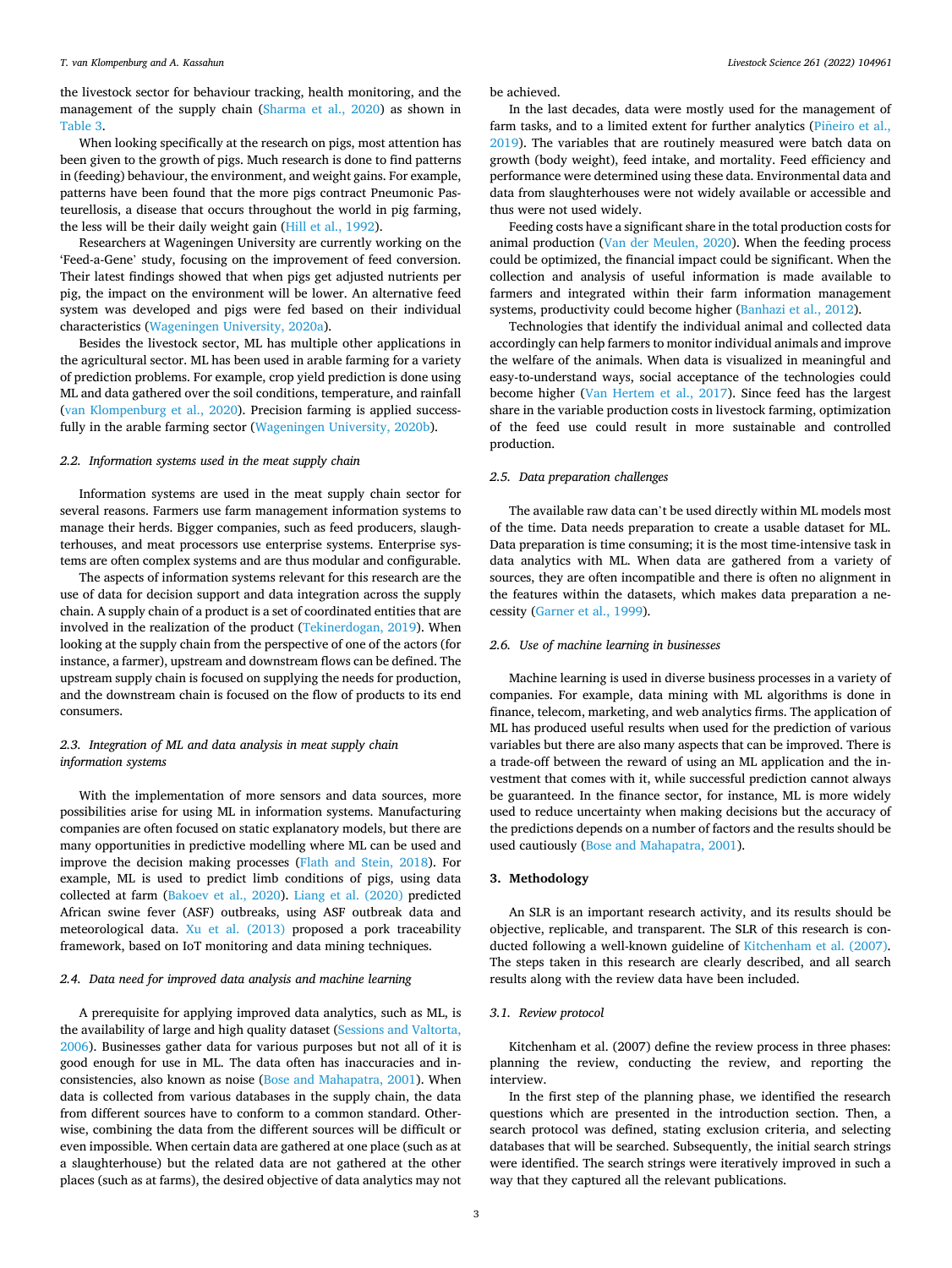the livestock sector for behaviour tracking, health monitoring, and the management of the supply chain (Sharma et al., 2020) as shown in Table 3.

When looking specifically at the research on pigs, most attention has been given to the growth of pigs. Much research is done to find patterns in (feeding) behaviour, the environment, and weight gains. For example, patterns have been found that the more pigs contract Pneumonic Pasteurellosis, a disease that occurs throughout the world in pig farming, the less will be their daily weight gain (Hill et al., 1992).

Researchers at Wageningen University are currently working on the 'Feed-a-Gene' study, focusing on the improvement of feed conversion. Their latest findings showed that when pigs get adjusted nutrients per pig, the impact on the environment will be lower. An alternative feed system was developed and pigs were fed based on their individual characteristics (Wageningen University, 2020a).

Besides the livestock sector, ML has multiple other applications in the agricultural sector. ML has been used in arable farming for a variety of prediction problems. For example, crop yield prediction is done using ML and data gathered over the soil conditions, temperature, and rainfall (van Klompenburg et al., 2020). Precision farming is applied successfully in the arable farming sector (Wageningen University, 2020b).

### 2.2. Information systems used in the meat supply chain

Information systems are used in the meat supply chain sector for several reasons. Farmers use farm management information systems to manage their herds. Bigger companies, such as feed producers, slaughterhouses, and meat processors use enterprise systems. Enterprise systems are often complex systems and are thus modular and configurable.

The aspects of information systems relevant for this research are the use of data for decision support and data integration across the supply chain. A supply chain of a product is a set of coordinated entities that are involved in the realization of the product (Tekinerdogan, 2019). When looking at the supply chain from the perspective of one of the actors (for instance, a farmer), upstream and downstream flows can be defined. The upstream supply chain is focused on supplying the needs for production, and the downstream chain is focused on the flow of products to its end consumers.

### 2.3. Integration of ML and data analysis in meat supply chain information systems

With the implementation of more sensors and data sources, more possibilities arise for using ML in information systems. Manufacturing companies are often focused on static explanatory models, but there are many opportunities in predictive modelling where ML can be used and improve the decision making processes (Flath and Stein, 2018). For example, ML is used to predict limb conditions of pigs, using data collected at farm (Bakoev et al., 2020). Liang et al. (2020) predicted African swine fever (ASF) outbreaks, using ASF outbreak data and meteorological data. Xu et al. (2013) proposed a pork traceability framework, based on IoT monitoring and data mining techniques.

### 2.4. Data need for improved data analysis and machine learning

A prerequisite for applying improved data analytics, such as ML, is the availability of large and high quality dataset (Sessions and Valtorta, 2006). Businesses gather data for various purposes but not all of it is good enough for use in ML. The data often has inaccuracies and inconsistencies, also known as noise (Bose and Mahapatra, 2001). When data is collected from various databases in the supply chain, the data from different sources have to conform to a common standard. Otherwise, combining the data from the different sources will be difficult or even impossible. When certain data are gathered at one place (such as at a slaughterhouse) but the related data are not gathered at the other places (such as at farms), the desired objective of data analytics may not be achieved.

In the last decades, data were mostly used for the management of farm tasks, and to a limited extent for further analytics (Piñeiro et al., 2019). The variables that are routinely measured were batch data on growth (body weight), feed intake, and mortality. Feed efficiency and performance were determined using these data. Environmental data and data from slaughterhouses were not widely available or accessible and thus were not used widely.

Feeding costs have a significant share in the total production costs for animal production (Van der Meulen, 2020). When the feeding process could be optimized, the financial impact could be significant. When the collection and analysis of useful information is made available to farmers and integrated within their farm information management systems, productivity could become higher (Banhazi et al., 2012).

Technologies that identify the individual animal and collected data accordingly can help farmers to monitor individual animals and improve the welfare of the animals. When data is visualized in meaningful and easy-to-understand ways, social acceptance of the technologies could become higher (Van Hertem et al., 2017). Since feed has the largest share in the variable production costs in livestock farming, optimization of the feed use could result in more sustainable and controlled production.

### 2.5. Data preparation challenges

The available raw data can't be used directly within ML models most of the time. Data needs preparation to create a usable dataset for ML. Data preparation is time consuming; it is the most time-intensive task in data analytics with ML. When data are gathered from a variety of sources, they are often incompatible and there is often no alignment in the features within the datasets, which makes data preparation a necessity (Garner et al., 1999).

### 2.6. Use of machine learning in businesses

Machine learning is used in diverse business processes in a variety of companies. For example, data mining with ML algorithms is done in finance, telecom, marketing, and web analytics firms. The application of ML has produced useful results when used for the prediction of various variables but there are also many aspects that can be improved. There is a trade-off between the reward of using an ML application and the investment that comes with it, while successful prediction cannot always be guaranteed. In the finance sector, for instance, ML is more widely used to reduce uncertainty when making decisions but the accuracy of the predictions depends on a number of factors and the results should be used cautiously (Bose and Mahapatra, 2001).

## 3. Methodology

An SLR is an important research activity, and its results should be objective, replicable, and transparent. The SLR of this research is conducted following a well-known guideline of Kitchenham et al. (2007). The steps taken in this research are clearly described, and all search results along with the review data have been included.

### 3.1. Review protocol

Kitchenham et al. (2007) define the review process in three phases: planning the review, conducting the review, and reporting the interview.

In the first step of the planning phase, we identified the research questions which are presented in the introduction section. Then, a search protocol was defined, stating exclusion criteria, and selecting databases that will be searched. Subsequently, the initial search strings were identified. The search strings were iteratively improved in such a way that they captured all the relevant publications.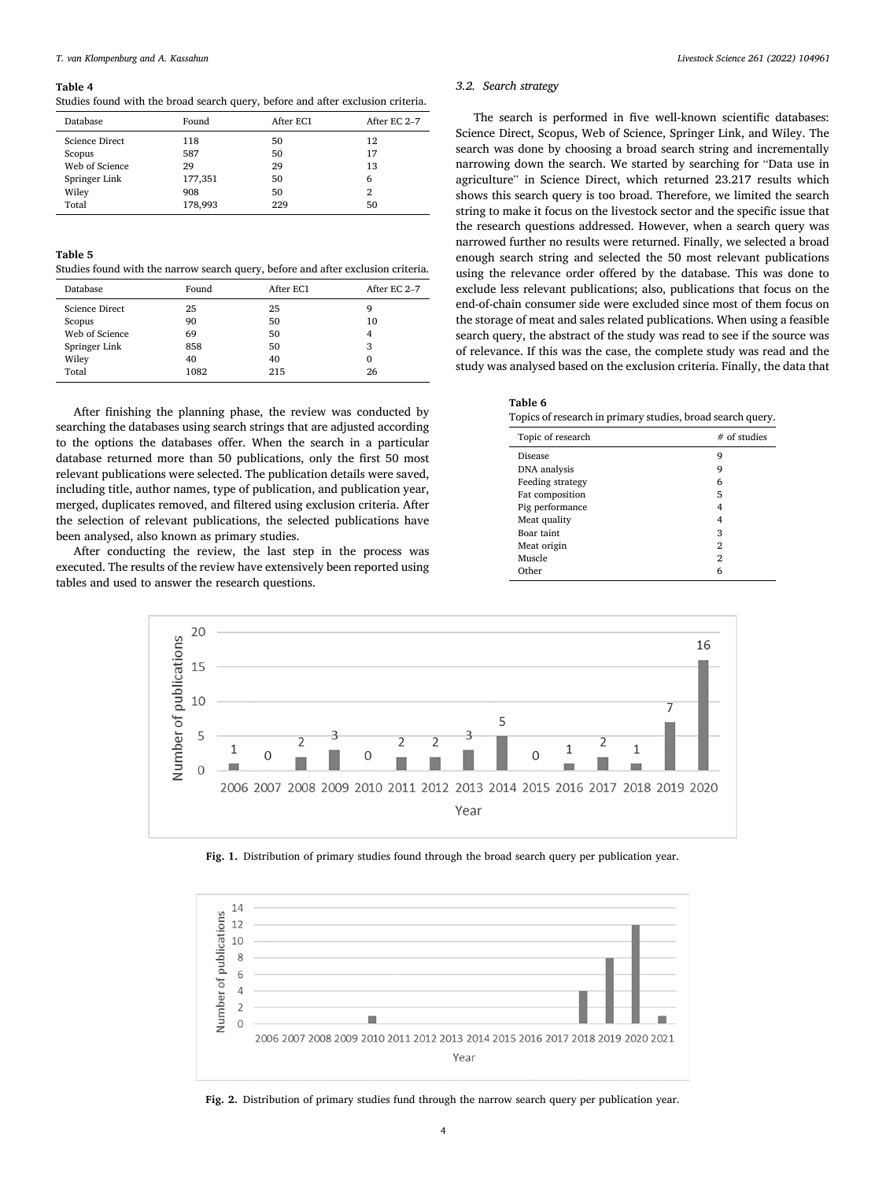**Table 4**
Studies found with the broad search query, before and after exclusion criteria.

| Database | Found | After EC1 | After EC 2–7 |
|---|---|---|---|
| Science Direct | 118 | 50 | 12 |
| Scopus | 587 | 50 | 17 |
| Web of Science | 29 | 29 | 13 |
| Springer Link | 177,351 | 50 | 6 |
| Wiley | 908 | 50 | 2 |
| Total | 178,993 | 229 | 50 |

**Table 5**
Studies found with the narrow search query, before and after exclusion criteria.

| Database | Found | After EC1 | After EC 2–7 |
|---|---|---|---|
| Science Direct | 25 | 25 | 9 |
| Scopus | 90 | 50 | 10 |
| Web of Science | 69 | 50 | 4 |
| Springer Link | 858 | 50 | 3 |
| Wiley | 40 | 40 | 0 |
| Total | 1082 | 215 | 26 |

After finishing the planning phase, the review was conducted by searching the databases using search strings that are adjusted according to the options the databases offer. When the search in a particular database returned more than 50 publications, only the first 50 most relevant publications were selected. The publication details were saved, including title, author names, type of publication, and publication year, merged, duplicates removed, and filtered using exclusion criteria. After the selection of relevant publications, the selected publications have been analysed, also known as primary studies.

After conducting the review, the last step in the process was executed. The results of the review have extensively been reported using tables and used to answer the research questions.

### 3.2. Search strategy

The search is performed in five well-known scientific databases: Science Direct, Scopus, Web of Science, Springer Link, and Wiley. The search was done by choosing a broad search string and incrementally narrowing down the search. We started by searching for "Data use in agriculture" in Science Direct, which returned 23.217 results which shows this search query is too broad. Therefore, we limited the search string to make it focus on the livestock sector and the specific issue that the research questions addressed. However, when a search query was narrowed further no results were returned. Finally, we selected a broad enough search string and selected the 50 most relevant publications using the relevance order offered by the database. This was done to exclude less relevant publications; also, publications that focus on the end-of-chain consumer side were excluded since most of them focus on the storage of meat and sales related publications. When using a feasible search query, the abstract of the study was read to see if the source was of relevance. If this was the case, the complete study was read and the study was analysed based on the exclusion criteria. Finally, the data that

**Table 6**
Topics of research in primary studies, broad search query.

| Topic of research | # of studies |
|---|---|
| Disease | 9 |
| DNA analysis | 9 |
| Feeding strategy | 6 |
| Fat composition | 5 |
| Pig performance | 4 |
| Meat quality | 4 |
| Boar taint | 3 |
| Meat origin | 2 |
| Muscle | 2 |
| Other | 6 |

**Fig. 1.** Distribution of primary studies found through the broad search query per publication year.

**Fig. 2.** Distribution of primary studies fund through the narrow search query per publication year.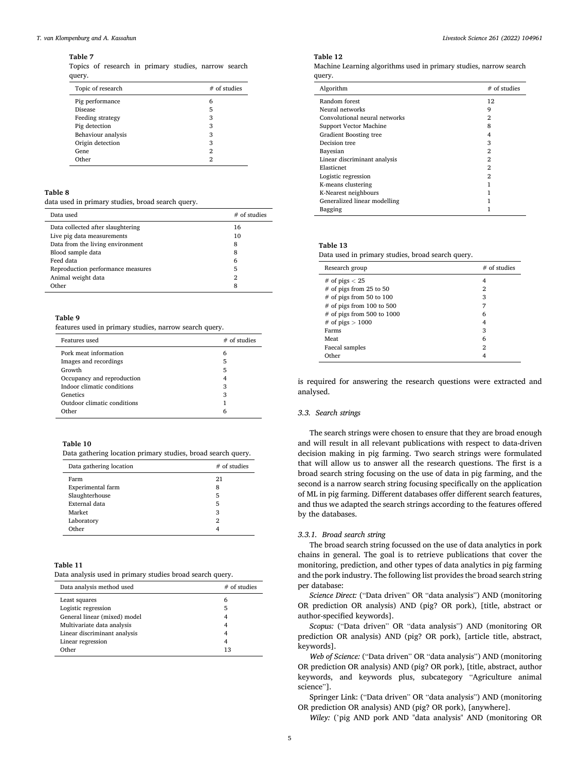**Table 7**
Topics of research in primary studies, narrow search query.

| Topic of research | # of studies |
|---|---|
| Pig performance | 6 |
| Disease | 5 |
| Feeding strategy | 3 |
| Pig detection | 3 |
| Behaviour analysis | 3 |
| Origin detection | 3 |
| Gene | 2 |
| Other | 2 |

**Table 8**
data used in primary studies, broad search query.

| Data used | # of studies |
|---|---|
| Data collected after slaughtering | 16 |
| Live pig data measurements | 10 |
| Data from the living environment | 8 |
| Blood sample data | 8 |
| Feed data | 6 |
| Reproduction performance measures | 5 |
| Animal weight data | 2 |
| Other | 8 |

**Table 9**
features used in primary studies, narrow search query.

| Features used | # of studies |
|---|---|
| Pork meat information | 6 |
| Images and recordings | 5 |
| Growth | 5 |
| Occupancy and reproduction | 4 |
| Indoor climatic conditions | 3 |
| Genetics | 3 |
| Outdoor climatic conditions | 1 |
| Other | 6 |

**Table 10**
Data gathering location primary studies, broad search query.

| Data gathering location | # of studies |
|---|---|
| Farm | 21 |
| Experimental farm | 8 |
| Slaughterhouse | 5 |
| External data | 5 |
| Market | 3 |
| Laboratory | 2 |
| Other | 4 |

**Table 11**
Data analysis used in primary studies broad search query.

| Data analysis method used | # of studies |
|---|---|
| Least squares | 6 |
| Logistic regression | 5 |
| General linear (mixed) model | 4 |
| Multivariate data analysis | 4 |
| Linear discriminant analysis | 4 |
| Linear regression | 4 |
| Other | 13 |

**Table 12**
Machine Learning algorithms used in primary studies, narrow search query.

| Algorithm | # of studies |
|---|---|
| Random forest | 12 |
| Neural networks | 9 |
| Convolutional neural networks | 2 |
| Support Vector Machine | 8 |
| Gradient Boosting tree | 4 |
| Decision tree | 3 |
| Bayesian | 2 |
| Linear discriminant analysis | 2 |
| Elasticnet | 2 |
| Logistic regression | 2 |
| K-means clustering | 1 |
| K-Nearest neighbours | 1 |
| Generalized linear modelling | 1 |
| Bagging | 1 |

**Table 13**
Data used in primary studies, broad search query.

| Research group | # of studies |
|---|---|
| # of pigs < 25 | 4 |
| # of pigs from 25 to 50 | 2 |
| # of pigs from 50 to 100 | 3 |
| # of pigs from 100 to 500 | 7 |
| # of pigs from 500 to 1000 | 6 |
| # of pigs > 1000 | 4 |
| Farms | 3 |
| Meat | 6 |
| Faecal samples | 2 |
| Other | 4 |

is required for answering the research questions were extracted and analysed.

### 3.3. Search strings

The search strings were chosen to ensure that they are broad enough and will result in all relevant publications with respect to data-driven decision making in pig farming. Two search strings were formulated that will allow us to answer all the research questions. The first is a broad search string focusing on the use of data in pig farming, and the second is a narrow search string focusing specifically on the application of ML in pig farming. Different databases offer different search features, and thus we adapted the search strings according to the features offered by the databases.

#### 3.3.1. Broad search string

The broad search string focussed on the use of data analytics in pork chains in general. The goal is to retrieve publications that cover the monitoring, prediction, and other types of data analytics in pig farming and the pork industry. The following list provides the broad search string per database:

*Science Direct:* ("Data driven" OR "data analysis") AND (monitoring OR prediction OR analysis) AND (pig? OR pork), [title, abstract or author-specified keywords].

*Scopus:* ("Data driven" OR "data analysis") AND (monitoring OR prediction OR analysis) AND (pig? OR pork), [article title, abstract, keywords].

*Web of Science:* ("Data driven" OR "data analysis") AND (monitoring OR prediction OR analysis) AND (pig? OR pork), [title, abstract, author keywords, and keywords plus, subcategory "Agriculture animal science"].

Springer Link: ("Data driven" OR "data analysis") AND (monitoring OR prediction OR analysis) AND (pig? OR pork), [anywhere].

*Wiley:* ('pig AND pork AND "data analysis" AND (monitoring OR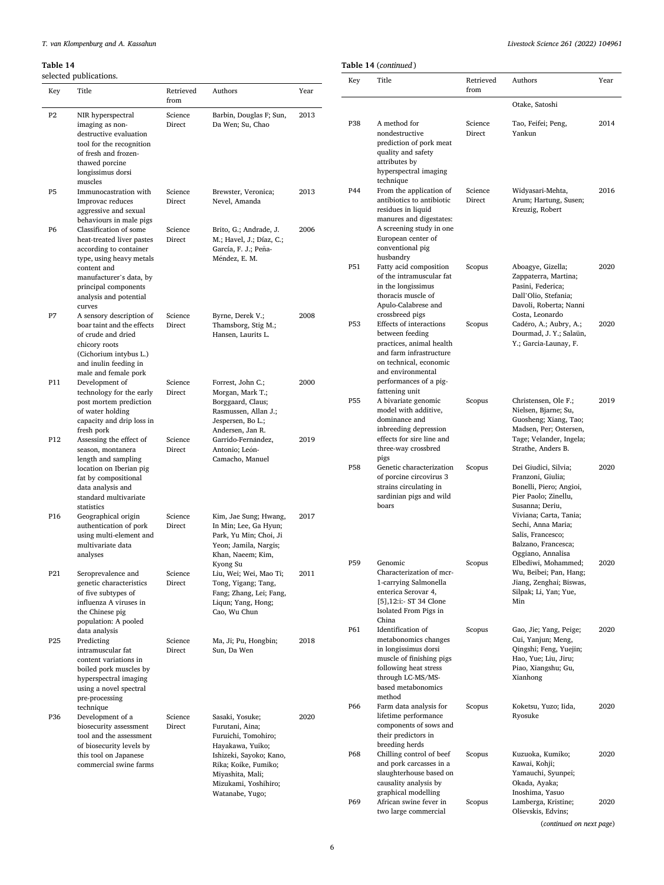**Table 14**
selected publications.

| Key | Title | Retrieved from | Authors | Year |
|---|---|---|---|---|
| P2 | NIR hyperspectral imaging as non-destructive evaluation tool for the recognition of fresh and frozen-thawed porcine longissimus dorsi muscles | Science Direct | Barbin, Douglas F; Sun, Da Wen; Su, Chao | 2013 |
| P5 | Immunocastration with Improvac reduces aggressive and sexual behaviours in male pigs | Science Direct | Brewster, Veronica; Nevel, Amanda | 2013 |
| P6 | Classification of some heat-treated liver pastes according to container type, using heavy metals content and manufacturer's data, by principal components analysis and potential curves | Science Direct | Brito, G.; Andrade, J. M.; Havel, J.; Díaz, C.; García, F. J.; Pena-Méndez, E. M. | 2006 |
| P7 | A sensory description of boar taint and the effects of crude and dried chicory roots (Cichorium intybus L.) and inulin feeding in male and female pork | Science Direct | Byrne, Derek V.; Thamsborg, Stig M.; Hansen, Laurits L. | 2008 |
| P11 | Development of technology for the early post mortem prediction of water holding capacity and drip loss in fresh pork | Science Direct | Forrest, John C.; Morgan, Mark T.; Borggaard, Claus; Rasmussen, Allan J.; Jespersen, Bo L.; Andersen, Jan R. | 2000 |
| P12 | Assessing the effect of season, montanera length and sampling location on Iberian pig fat by compositional data analysis and standard multivariate statistics | Science Direct | Garrido-Fernández, Antonio; León-Camacho, Manuel | 2019 |
| P16 | Geographical origin authentication of pork using multi-element and multivariate data analyses | Science Direct | Kim, Jae Sung; Hwang, In Min; Lee, Ga Hyun; Park, Yu Min; Choi, Ji Yeon; Jamila, Nargis; Khan, Naeem; Kim, Kyong Su | 2017 |
| P21 | Seroprevalence and genetic characteristics of five subtypes of influenza A viruses in the Chinese pig population: A pooled data analysis | Science Direct | Liu, Wei; Wei, Mao Ti; Tong, Yigang; Tang, Fang; Zhang, Lei; Fang, Liqun; Yang, Hong; Cao, Wu Chun | 2011 |
| P25 | Predicting intramuscular fat content variations in boiled pork muscles by hyperspectral imaging using a novel spectral pre-processing technique | Science Direct | Ma, Ji; Pu, Hongbin; Sun, Da Wen | 2018 |
| P36 | Development of a biosecurity assessment tool and the assessment of biosecurity levels by this tool on Japanese commercial swine farms | Science Direct | Sasaki, Yosuke; Furutani, Aina; Furuichi, Tomohiro; Hayakawa, Yuiko; Ishizeki, Sayoko; Kano, Rika; Koike, Fumiko; Miyashita, Mali; Mizukami, Yoshihiro; Watanabe, Yugo; Otake, Satoshi | 2020 |
| P38 | A method for nondestructive prediction of pork meat quality and safety attributes by hyperspectral imaging technique | Science Direct | Tao, Feifei; Peng, Yankun | 2014 |
| P44 | From the application of antibiotics to antibiotic residues in liquid manures and digestates: A screening study in one European center of conventional pig husbandry | Science Direct | Widyasari-Mehta, Arum; Hartung, Susen; Kreuzig, Robert | 2016 |
| P51 | Fatty acid composition of the intramuscular fat in the longissimus thoracis muscle of Apulo-Calabrese and crossbreed pigs | Scopus | Aboagye, Gizella; Zappaterra, Martina; Pasini, Federica; Dall'Olio, Stefania; Davoli, Roberta; Nanni Costa, Leonardo | 2020 |
| P53 | Effects of interactions between feeding practices, animal health and farm infrastructure on technical, economic and environmental performances of a pig-fattening unit | Scopus | Cadéro, A.; Aubry, A.; Dourmad, J. Y.; Salaün, Y.; Garcia-Launay, F. | 2020 |
| P55 | A bivariate genomic model with additive, dominance and inbreeding depression effects for sire line and three-way crossbred pigs | Scopus | Christensen, Ole F.; Nielsen, Bjarne; Su, Guosheng; Xiang, Tao; Madsen, Per; Ostersen, Tage; Velander, Ingela; Strathe, Anders B. | 2019 |
| P58 | Genetic characterization of porcine circovirus 3 strains circulating in sardinian pigs and wild boars | Scopus | Dei Giudici, Silvia; Franzoni, Giulia; Bonelli, Piero; Angioi, Pier Paolo; Zinellu, Susanna; Deriu, Viviana; Carta, Tania; Sechi, Anna Maria; Salis, Francesco; Balzano, Francesca; Oggiano, Annalisa | 2020 |
| P59 | Genomic Characterization of mcr-1-carrying Salmonella enterica Serovar 4, [5],12:i:- ST 34 Clone Isolated From Pigs in China | Scopus | Elbediwi, Mohammed; Wu, Beibei; Pan, Hang; Jiang, Zenghai; Biswas, Silpak; Li, Yan; Yue, Min | 2020 |
| P61 | Identification of metabonomics changes in longissimus dorsi muscle of finishing pigs following heat stress through LC-MS/MS-based metabonomics method | Scopus | Gao, Jie; Yang, Peige; Cui, Yanjun; Meng, Qingshi; Feng, Yuejin; Hao, Yue; Liu, Jiru; Piao, Xiangshu; Gu, Xianhong | 2020 |
| P66 | Farm data analysis for lifetime performance components of sows and their predictors in breeding herds | Scopus | Koketsu, Yuzo; Iida, Ryosuke | 2020 |
| P68 | Chilling control of beef and pork carcasses in a slaughterhouse based on causality analysis by graphical modelling | Scopus | Kuzuoka, Kumiko; Kawai, Kohji; Yamauchi, Syunpei; Okada, Ayaka; Inoshima, Yasuo | 2020 |
| P69 | African swine fever in two large commercial | Scopus | Lamberga, Kristine; Olševskis, Edvins; | 2020 |

(*continued on next page*)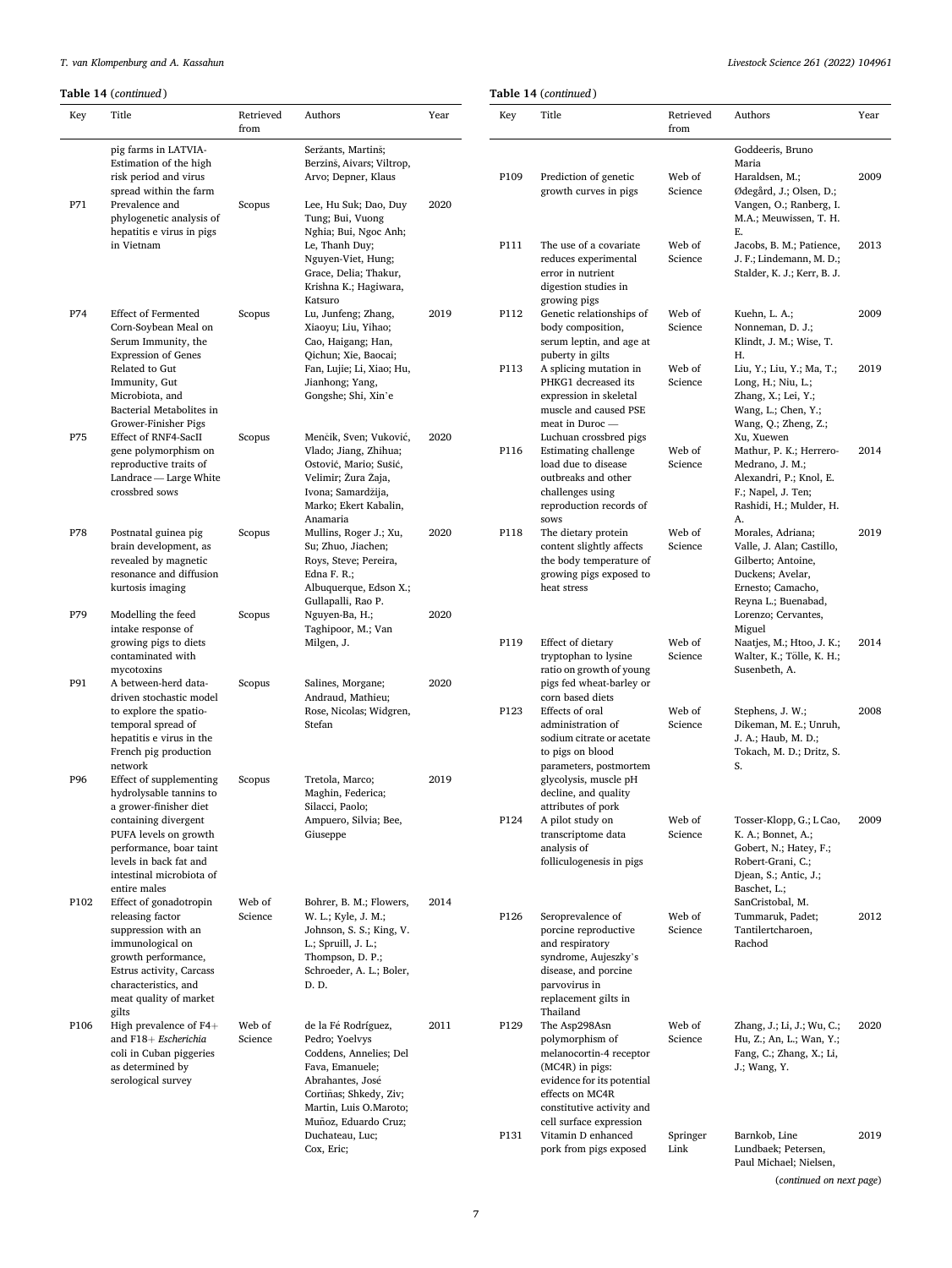**Table 14** (*continued*)

| Key | Title | Retrieved from | Authors | Year |
|---|---|---|---|---|
| | pig farms in LATVIA-Estimation of the high risk period and virus spread within the farm | | Seržants, Martiņš; Berzinš, Aivars; Viltrop, Arvo; Depner, Klaus | |
| P71 | Prevalence and phylogenetic analysis of hepatitis e virus in pigs in Vietnam | Scopus | Lee, Hu Suk; Dao, Duy Tung; Bui, Vuong Nghia; Bui, Ngoc Anh; Le, Thanh Duy; Nguyen-Viet, Hung; Grace, Delia; Thakur, Krishna K.; Hagiwara, Katsuro | 2020 |
| P74 | Effect of Fermented Corn-Soybean Meal on Serum Immunity, the Expression of Genes Related to Gut Immunity, Gut Microbiota, and Bacterial Metabolites in Grower-Finisher Pigs | Scopus | Lu, Junfeng; Zhang, Xiaoyu; Liu, Yihao; Cao, Haigang; Han, Qichun; Xie, Baocai; Fan, Lujie; Li, Xiao; Hu, Jianhong; Yang, Gongshe; Shi, Xin'e | 2019 |
| P75 | Effect of RNF4-SacII gene polymorphism on reproductive traits of Landrace — Large White crossbred sows | Scopus | Menčik, Sven; Vuković, Vlado; Jiang, Zhihua; Ostović, Mario; Sušić, Velimir; Žura Žaja, Ivona; Samardžija, Marko; Ekert Kabalin, Anamaria | 2020 |
| P78 | Postnatal guinea pig brain development, as revealed by magnetic resonance and diffusion kurtosis imaging | Scopus | Mullins, Roger J.; Xu, Su; Zhuo, Jiachen; Roys, Steve; Pereira, Edna F. R.; Albuquerque, Edson X.; Gullapalli, Rao P. | 2020 |
| P79 | Modelling the feed intake response of growing pigs to diets contaminated with mycotoxins | Scopus | Nguyen-Ba, H.; Taghipoor, M.; Van Milgen, J. | 2020 |
| P91 | A between-herd data-driven stochastic model to explore the spatio-temporal spread of hepatitis e virus in the French pig production network | Scopus | Salines, Morgane; Andraud, Mathieu; Rose, Nicolas; Widgren, Stefan | 2020 |
| P96 | Effect of supplementing hydrolysable tannins to a grower-finisher diet containing divergent PUFA levels on growth performance, boar taint levels in back fat and intestinal microbiota of entire males | Scopus | Tretola, Marco; Maghin, Federica; Silacci, Paolo; Ampuero, Silvia; Bee, Giuseppe | 2019 |
| P102 | Effect of gonadotropin releasing factor suppression with an immunological on growth performance, Estrus activity, Carcass characteristics, and meat quality of market gilts | Web of Science | Bohrer, B. M.; Flowers, W. L.; Kyle, J. M.; Johnson, S. S.; King, V. L.; Spruill, J. L.; Thompson, D. P.; Schroeder, A. L.; Boler, D. D. | 2014 |
| P106 | High prevalence of F4+ and F18+ *Escherichia coli* in Cuban piggeries as determined by serological survey | Web of Science | de la Fé Rodríguez, Pedro; Yoelvys Coddens, Annelies; Del Fava, Emanuele; Abrahantes, José Cortiñas; Shkedy, Ziv; Martin, Luis O.Maroto; Muñoz, Eduardo Cruz; Duchateau, Luc; Cox, Eric; Goddeeris, Bruno Maria | 2011 |
| P109 | Prediction of genetic growth curves in pigs | Web of Science | Haraldsen, M.; Ødegård, J.; Olsen, D.; Vangen, O.; Ranberg, I. M.A.; Meuwissen, T. H. E. | 2009 |
| P111 | The use of a covariate reduces experimental error in nutrient digestion studies in growing pigs | Web of Science | Jacobs, B. M.; Patience, J. F.; Lindemann, M. D.; Stalder, K. J.; Kerr, B. J. | 2013 |
| P112 | Genetic relationships of body composition, serum leptin, and age at puberty in gilts | Web of Science | Kuehn, L. A.; Nonneman, D. J.; Klindt, J. M.; Wise, T. H. | 2009 |
| P113 | A splicing mutation in PHKG1 decreased its expression in skeletal muscle and caused PSE meat in Duroc — Luchuan crossbred pigs | Web of Science | Liu, Y.; Liu, Y.; Ma, T.; Long, H.; Niu, L.; Zhang, X.; Lei, Y.; Wang, L.; Chen, Y.; Wang, Q.; Zheng, Z.; Xu, Xuewen | 2019 |
| P116 | Estimating challenge load due to disease outbreaks and other challenges using reproduction records of sows | Web of Science | Mathur, P. K.; Herrero-Medrano, J. M.; Alexandri, P.; Knol, E. F.; Napel, J. Ten; Rashidi, H.; Mulder, H. A. | 2014 |
| P118 | The dietary protein content slightly affects the body temperature of growing pigs exposed to heat stress | Web of Science | Morales, Adriana; Valle, J. Alan; Castillo, Gilberto; Antoine, Duckens; Avelar, Ernesto; Camacho, Reyna L.; Buenabad, Lorenzo; Cervantes, Miguel | 2019 |
| P119 | Effect of dietary tryptophan to lysine ratio on growth of young pigs fed wheat-barley or corn based diets | Web of Science | Naatjes, M.; Htoo, J. K.; Walter, K.; Tölle, K. H.; Susenbeth, A. | 2014 |
| P123 | Effects of oral administration of sodium citrate or acetate to pigs on blood parameters, postmortem glycolysis, muscle pH decline, and quality attributes of pork | Web of Science | Stephens, J. W.; Dikeman, M. E.; Unruh, J. A.; Haub, M. D.; Tokach, M. D.; Dritz, S. S. | 2008 |
| P124 | A pilot study on transcriptome data analysis of folliculogenesis in pigs | Web of Science | Tosser-Klopp, G.; L Cao, K. A.; Bonnet, A.; Gobert, N.; Hatey, F.; Robert-Grani, C.; Djean, S.; Antic, J.; Baschet, L.; SanCristobal, M. | 2009 |
| P126 | Seroprevalence of porcine reproductive and respiratory syndrome, Aujeszky's disease, and porcine parvovirus in replacement gilts in Thailand | Web of Science | Tummaruk, Padet; Tantilertcharoen, Rachod | 2012 |
| P129 | The Asp298Asn polymorphism of melanocortin-4 receptor (MC4R) in pigs: evidence for its potential effects on MC4R constitutive activity and cell surface expression | Web of Science | Zhang, J.; Li, J.; Wu, C.; Hu, Z.; An, L.; Wan, Y.; Fang, C.; Zhang, X.; Li, J.; Wang, Y. | 2020 |
| P131 | Vitamin D enhanced pork from pigs exposed | Springer Link | Barnkob, Line Lundbaek; Petersen, Paul Michael; Nielsen, | 2019 |

(*continued on next page*)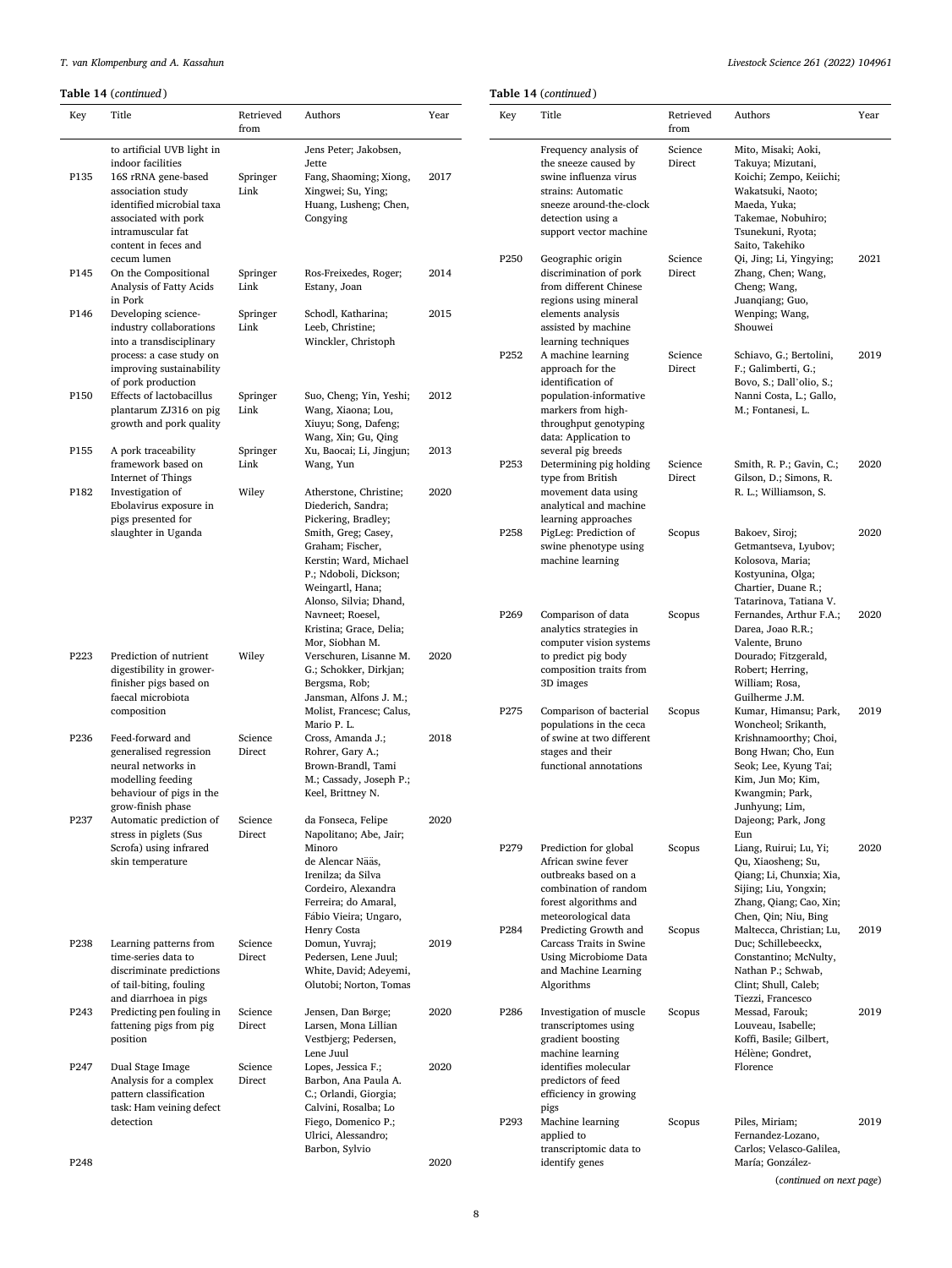**Table 14** (*continued*)

| Key | Title | Retrieved from | Authors | Year |
|---|---|---|---|---|
| | to artificial UVB light in indoor facilities | | Jens Peter; Jakobsen, Jette | |
| P135 | 16S rRNA gene-based association study identified microbial taxa associated with pork intramuscular fat content in feces and cecum lumen | Springer Link | Fang, Shaoming; Xiong, Xingwei; Su, Ying; Huang, Lusheng; Chen, Congying | 2017 |
| P145 | On the Compositional Analysis of Fatty Acids in Pork | Springer Link | Ros-Freixedes, Roger; Estany, Joan | 2014 |
| P146 | Developing science-industry collaborations into a transdisciplinary process: a case study on improving sustainability of pork production | Springer Link | Schodl, Katharina; Leeb, Christine; Winckler, Christoph | 2015 |
| P150 | Effects of lactobacillus plantarum ZJ316 on pig growth and pork quality | Springer Link | Suo, Cheng; Yin, Yeshi; Wang, Xiaona; Lou, Xiuyu; Song, Dafeng; Wang, Xin; Gu, Qing | 2012 |
| P155 | A pork traceability framework based on Internet of Things | Springer Link | Xu, Baocai; Li, Jingjun; Wang, Yun | 2013 |
| P182 | Investigation of Ebolavirus exposure in pigs presented for slaughter in Uganda | Wiley | Atherstone, Christine; Diederich, Sandra; Pickering, Bradley; Smith, Greg; Casey, Graham; Fischer, Kerstin; Ward, Michael P.; Ndoboli, Dickson; Weingartl, Hana; Alonso, Silvia; Dhand, Navneet; Roesel, Kristina; Grace, Delia; Mor, Siobhan M. | 2020 |
| P223 | Prediction of nutrient digestibility in grower-finisher pigs based on faecal microbiota composition | Wiley | Verschuren, Lisanne M. G.; Schokker, Dirkjan; Bergsma, Rob; Jansman, Alfons J. M.; Molist, Francesc; Calus, Mario P. L. | 2020 |
| P236 | Feed-forward and generalised regression neural networks in modelling feeding behaviour of pigs in the grow-finish phase | Science Direct | Cross, Amanda J.; Rohrer, Gary A.; Brown-Brandl, Tami M.; Cassady, Joseph P.; Keel, Brittney N. | 2018 |
| P237 | Automatic prediction of stress in piglets (Sus Scrofa) using infrared skin temperature | Science Direct | da Fonseca, Felipe Napolitano; Abe, Jair; Minoro de Alencar Nääs, Irenilza; da Silva Cordeiro, Alexandra Ferreira; do Amaral, Fábio Vieira; Ungaro, Henry Costa | 2020 |
| P238 | Learning patterns from time-series data to discriminate predictions of tail-biting, fouling and diarrhoea in pigs | Science Direct | Domun, Yuvraj; Pedersen, Lene Juul; White, David; Adeyemi, Olutobi; Norton, Tomas | 2019 |
| P243 | Predicting pen fouling in fattening pigs from pig position | Science Direct | Jensen, Dan Børge; Larsen, Mona Lillian Vestbjerg; Pedersen, Lene Juul | 2020 |
| P247 | Dual Stage Image Analysis for a complex pattern classification task: Ham veining defect detection | Science Direct | Lopes, Jessica F.; Barbon, Ana Paula A. C.; Orlandi, Giorgia; Calvini, Rosalba; Lo Fiego, Domenico P.; Ulrici, Alessandro; Barbon, Sylvio | 2020 |
| P248 | Frequency analysis of the sneeze caused by swine influenza virus strains: Automatic sneeze around-the-clock detection using a support vector machine | Science Direct | Mito, Misaki; Aoki, Takuya; Mizutani, Koichi; Zempo, Keiichi; Wakatsuki, Naoto; Maeda, Yuka; Takemae, Nobuhiro; Tsunekuni, Ryota; Saito, Takehiko | 2020 |
| P250 | Geographic origin discrimination of pork from different Chinese regions using mineral elements analysis assisted by machine learning techniques | Science Direct | Qi, Jing; Li, Yingying; Zhang, Chen; Wang, Cheng; Wang, Juanqiang; Guo, Wenping; Wang, Shouwei | 2021 |
| P252 | A machine learning approach for the identification of population-informative markers from high-throughput genotyping data: Application to several pig breeds | Science Direct | Schiavo, G.; Bertolini, F.; Galimberti, G.; Bovo, S.; Dall'olio, S.; Nanni Costa, L.; Gallo, M.; Fontanesi, L. | 2019 |
| P253 | Determining pig holding type from British movement data using analytical and machine learning approaches | Science Direct | Smith, R. P.; Gavin, C.; Gilson, D.; Simons, R. R. L.; Williamson, S. | 2020 |
| P258 | PigLeg: Prediction of swine phenotype using machine learning | Scopus | Bakoev, Siroj; Getmantseva, Lyubov; Kolosova, Maria; Kostyunina, Olga; Chartier, Duane R.; Tatarinova, Tatiana V. | 2020 |
| P269 | Comparison of data analytics strategies in computer vision systems to predict pig body composition traits from 3D images | Scopus | Fernandes, Arthur F.A.; Darea, Joao R.R.; Valente, Bruno Dourado; Fitzgerald, Robert; Herring, William; Rosa, Guilherme J.M. | 2020 |
| P275 | Comparison of bacterial populations in the ceca of swine at two different stages and their functional annotations | Scopus | Kumar, Himansu; Park, Woncheol; Srikanth, Krishnamoorthy; Choi, Bong Hwan; Cho, Eun Seok; Lee, Kyung Tai; Kim, Jun Mo; Kim, Kwangmin; Park, Junhyung; Lim, Dajeong; Park, Jong Eun | 2019 |
| P279 | Prediction for global African swine fever outbreaks based on a combination of random forest algorithms and meteorological data | Scopus | Liang, Ruirui; Lu, Yi; Qu, Xiaosheng; Su, Qiang; Li, Chunxia; Xia, Sijing; Liu, Yongxin; Zhang, Qiang; Cao, Xin; Chen, Qin; Niu, Bing | 2020 |
| P284 | Predicting Growth and Carcass Traits in Swine Using Microbiome Data and Machine Learning Algorithms | Scopus | Maltecca, Christian; Lu, Duc; Schillebeeckx, Constantino; McNulty, Nathan P.; Schwab, Clint; Shull, Caleb; Tiezzi, Francesco | 2019 |
| P286 | Investigation of muscle transcriptomes using gradient boosting machine learning identifies molecular predictors of feed efficiency in growing pigs | Scopus | Messad, Farouk; Louveau, Isabelle; Koffi, Basile; Gilbert, Hélène; Gondret, Florence | 2019 |
| P293 | Machine learning applied to transcriptomic data to identify genes | Scopus | Piles, Miriam; Fernandez-Lozano, Carlos; Velasco-Galilea, María; González- | 2019 |

(*continued on next page*)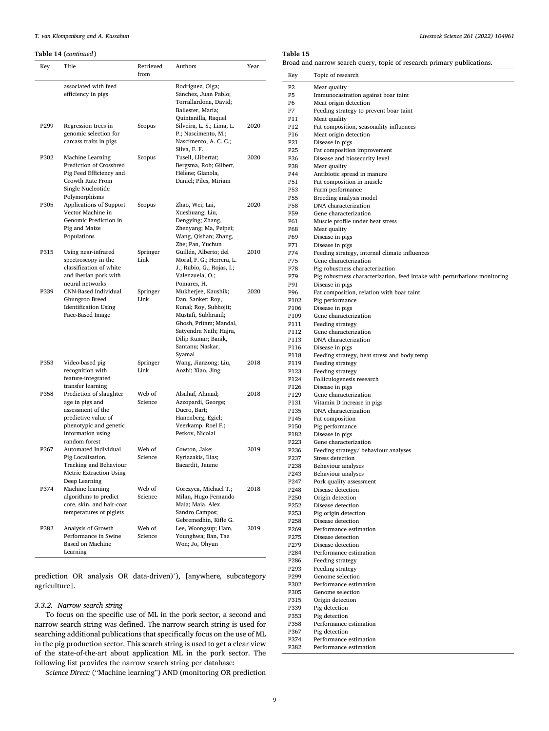**Table 14** (*continued*)

| Key | Title | Retrieved from | Authors | Year |
|---|---|---|---|---|
| | associated with feed efficiency in pigs | | Rodríguez, Olga; Sánchez, Juan Pablo; Torrallardona, David; Ballester, Maria; Quintanilla, Raquel | |
| P299 | Regression trees in genomic selection for carcass traits in pigs | Scopus | Silveira, L. S.; Lima, L. P.; Nascimento, M.; Nascimento, A. C. C.; Silva, F. F. | 2020 |
| P302 | Machine Learning Prediction of Crossbred Pig Feed Efficiency and Growth Rate From Single Nucleotide Polymorphisms | Scopus | Tusell, Llibertat; Bergsma, Rob; Gilbert, Hélène; Gianola, Daniel; Piles, Miriam | 2020 |
| P305 | Applications of Support Vector Machine in Genomic Prediction in Pig and Maize Populations | Scopus | Zhao, Wei; Lai, Xueshuang; Liu, Dengying; Zhang, Zhenyang; Ma, Peipei; Wang, Qishan; Zhang, Zhe; Pan, Yuchun | 2020 |
| P315 | Using near-infrared spectroscopy in the classification of white and iberian pork with neural networks | Springer Link | Guillén, Alberto; del Moral, F. G.; Herrera, L. J.; Rubio, G.; Rojas, I.; Valenzuela, O.; Pomares, H. | 2010 |
| P339 | CNN-Based Individual Ghungroo Breed Identification Using Face-Based Image | Springer Link | Mukherjee, Kaushik; Dan, Sanket; Roy, Kunal; Roy, Subhojit; Mustafi, Subhranil; Ghosh, Pritam; Mandal, Satyendra Nath; Hajra, Dilip Kumar; Banik, Santanu; Naskar, Syamal | 2020 |
| P353 | Video-based pig recognition with feature-integrated transfer learning | Springer Link | Wang, Jianzong; Liu, Aozhi; Xiao, Jing | 2018 |
| P358 | Prediction of slaughter age in pigs and assessment of the predictive value of phenotypic and genetic information using random forest | Web of Science | Alsahaf, Ahmad; Azzopardi, George; Ducro, Bart; Hanenberg, Egiel; Veerkamp, Roel F.; Petkov, Nicolai | 2018 |
| P367 | Automated Individual Pig Localisation, Tracking and Behaviour Metric Extraction Using Deep Learning | Web of Science | Cowton, Jake; Kyriazakis, Ilias; Bacardit, Jaume | 2019 |
| P374 | Machine learning algorithms to predict core, skin, and hair-coat temperatures of piglets | Web of Science | Gorczyca, Michael T.; Milan, Hugo Fernando Maia; Maia, Alex Sandro Campos; Gebremedhin, Kifle G. | 2018 |
| P382 | Analysis of Growth Performance in Swine Based on Machine Learning | Web of Science | Lee, Woongsup; Ham, Younghwa; Ban, Tae Won; Jo, Ohyun | 2019 |

prediction OR analysis OR data-driven)'), [anywhere, subcategory agriculture].

#### 3.3.2. Narrow search string

To focus on the specific use of ML in the pork sector, a second and narrow search string was defined. The narrow search string is used for searching additional publications that specifically focus on the use of ML in the pig production sector. This search string is used to get a clear view of the state-of-the-art about application ML in the pork sector. The following list provides the narrow search string per database:

*Science Direct:* ("Machine learning") AND (monitoring OR prediction

**Table 15**
Broad and narrow search query, topic of research primary publications.

| Key | Topic of research |
|---|---|
| P2 | Meat quality |
| P5 | Immunocastration against boar taint |
| P6 | Meat origin detection |
| P7 | Feeding strategy to prevent boar taint |
| P11 | Meat quality |
| P12 | Fat composition, seasonality influences |
| P16 | Meat origin detection |
| P21 | Disease in pigs |
| P25 | Fat composition improvement |
| P36 | Disease and biosecurity level |
| P38 | Meat quality |
| P44 | Antibiotic spread in manure |
| P51 | Fat composition in muscle |
| P53 | Farm performance |
| P55 | Breeding analysis model |
| P58 | DNA characterization |
| P59 | Gene characterization |
| P61 | Muscle profile under heat stress |
| P68 | Meat quality |
| P69 | Disease in pigs |
| P71 | Disease in pigs |
| P74 | Feeding strategy, internal climate influences |
| P75 | Gene characterization |
| P78 | Pig robustness characterization |
| P79 | Pig robustness characterization, feed intake with perturbations monitoring |
| P91 | Disease in pigs |
| P96 | Fat composition, relation with boar taint |
| P102 | Pig performance |
| P106 | Disease in pigs |
| P109 | Gene characterization |
| P111 | Feeding strategy |
| P112 | Gene characterization |
| P113 | DNA characterization |
| P116 | Disease in pigs |
| P118 | Feeding strategy, heat stress and body temp |
| P119 | Feeding strategy |
| P123 | Feeding strategy |
| P124 | Folliculogenesis research |
| P126 | Disease in pigs |
| P129 | Gene characterization |
| P131 | Vitamin D increase in pigs |
| P135 | DNA characterization |
| P145 | Fat composition |
| P150 | Pig performance |
| P182 | Disease in pigs |
| P223 | Gene characterization |
| P236 | Feeding strategy/ behaviour analyses |
| P237 | Stress detection |
| P238 | Behaviour analyses |
| P243 | Behaviour analyses |
| P247 | Pork quality assessment |
| P248 | Disease detection |
| P250 | Origin detection |
| P252 | Disease detection |
| P253 | Pig origin detection |
| P258 | Disease detection |
| P269 | Performance estimation |
| P275 | Disease detection |
| P279 | Disease detection |
| P284 | Performance estimation |
| P286 | Feeding strategy |
| P293 | Feeding strategy |
| P299 | Genome selection |
| P302 | Performance estimation |
| P305 | Genome selection |
| P315 | Origin detection |
| P339 | Pig detection |
| P353 | Pig detection |
| P358 | Performance estimation |
| P367 | Pig detection |
| P374 | Performance estimation |
| P382 | Performance estimation |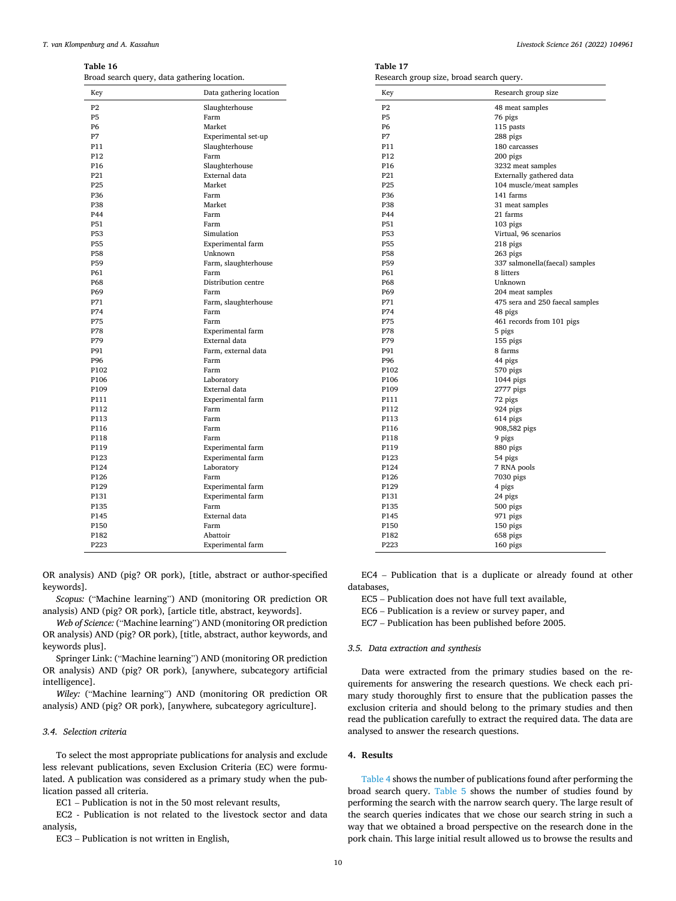**Table 16**
Broad search query, data gathering location.

| Key | Data gathering location |
|---|---|
| P2 | Slaughterhouse |
| P5 | Farm |
| P6 | Market |
| P7 | Experimental set-up |
| P11 | Slaughterhouse |
| P12 | Farm |
| P16 | Slaughterhouse |
| P21 | External data |
| P25 | Market |
| P36 | Farm |
| P38 | Market |
| P44 | Farm |
| P51 | Farm |
| P53 | Simulation |
| P55 | Experimental farm |
| P58 | Unknown |
| P59 | Farm, slaughterhouse |
| P61 | Farm |
| P68 | Distribution centre |
| P69 | Farm |
| P71 | Farm, slaughterhouse |
| P74 | Farm |
| P75 | Farm |
| P78 | Experimental farm |
| P79 | External data |
| P91 | Farm, external data |
| P96 | Farm |
| P102 | Farm |
| P106 | Laboratory |
| P109 | External data |
| P111 | Experimental farm |
| P112 | Farm |
| P113 | Farm |
| P116 | Farm |
| P118 | Farm |
| P119 | Experimental farm |
| P123 | Experimental farm |
| P124 | Laboratory |
| P126 | Farm |
| P129 | Experimental farm |
| P131 | Experimental farm |
| P135 | Farm |
| P145 | External data |
| P150 | Farm |
| P182 | Abattoir |
| P223 | Experimental farm |

**Table 17**
Research group size, broad search query.

| Key | Research group size |
|---|---|
| P2 | 48 meat samples |
| P5 | 76 pigs |
| P6 | 115 pasts |
| P7 | 288 pigs |
| P11 | 180 carcasses |
| P12 | 200 pigs |
| P16 | 3232 meat samples |
| P21 | Externally gathered data |
| P25 | 104 muscle/meat samples |
| P36 | 141 farms |
| P38 | 31 meat samples |
| P44 | 21 farms |
| P51 | 103 pigs |
| P53 | Virtual, 96 scenarios |
| P55 | 218 pigs |
| P58 | 263 pigs |
| P59 | 337 salmonella(faecal) samples |
| P61 | 8 litters |
| P68 | Unknown |
| P69 | 204 meat samples |
| P71 | 475 sera and 250 faecal samples |
| P74 | 48 pigs |
| P75 | 461 records from 101 pigs |
| P78 | 5 pigs |
| P79 | 155 pigs |
| P91 | 8 farms |
| P96 | 44 pigs |
| P102 | 570 pigs |
| P106 | 1044 pigs |
| P109 | 2777 pigs |
| P111 | 72 pigs |
| P112 | 924 pigs |
| P113 | 614 pigs |
| P116 | 908,582 pigs |
| P118 | 9 pigs |
| P119 | 880 pigs |
| P123 | 54 pigs |
| P124 | 7 RNA pools |
| P126 | 7030 pigs |
| P129 | 4 pigs |
| P131 | 24 pigs |
| P135 | 500 pigs |
| P145 | 971 pigs |
| P150 | 150 pigs |
| P182 | 658 pigs |
| P223 | 160 pigs |

OR analysis) AND (pig? OR pork), [title, abstract or author-specified keywords].

*Scopus:* ("Machine learning") AND (monitoring OR prediction OR analysis) AND (pig? OR pork), [article title, abstract, keywords].

*Web of Science:* ("Machine learning") AND (monitoring OR prediction OR analysis) AND (pig? OR pork), [title, abstract, author keywords, and keywords plus].

Springer Link: ("Machine learning") AND (monitoring OR prediction OR analysis) AND (pig? OR pork), [anywhere, subcategory artificial intelligence].

*Wiley:* ("Machine learning") AND (monitoring OR prediction OR analysis) AND (pig? OR pork), [anywhere, subcategory agriculture].

### 3.4. Selection criteria

To select the most appropriate publications for analysis and exclude less relevant publications, seven Exclusion Criteria (EC) were formulated. A publication was considered as a primary study when the publication passed all criteria.

EC1 – Publication is not in the 50 most relevant results,

EC2 - Publication is not related to the livestock sector and data analysis,

EC3 – Publication is not written in English,

EC4 – Publication that is a duplicate or already found at other databases,

EC5 – Publication does not have full text available,

EC6 – Publication is a review or survey paper, and

EC7 – Publication has been published before 2005.

### 3.5. Data extraction and synthesis

Data were extracted from the primary studies based on the requirements for answering the research questions. We check each primary study thoroughly first to ensure that the publication passes the exclusion criteria and should belong to the primary studies and then read the publication carefully to extract the required data. The data are analysed to answer the research questions.

## 4. Results

Table 4 shows the number of publications found after performing the broad search query. Table 5 shows the number of studies found by performing the search with the narrow search query. The large result of the search queries indicates that we chose our search string in such a way that we obtained a broad perspective on the research done in the pork chain. This large initial result allowed us to browse the results and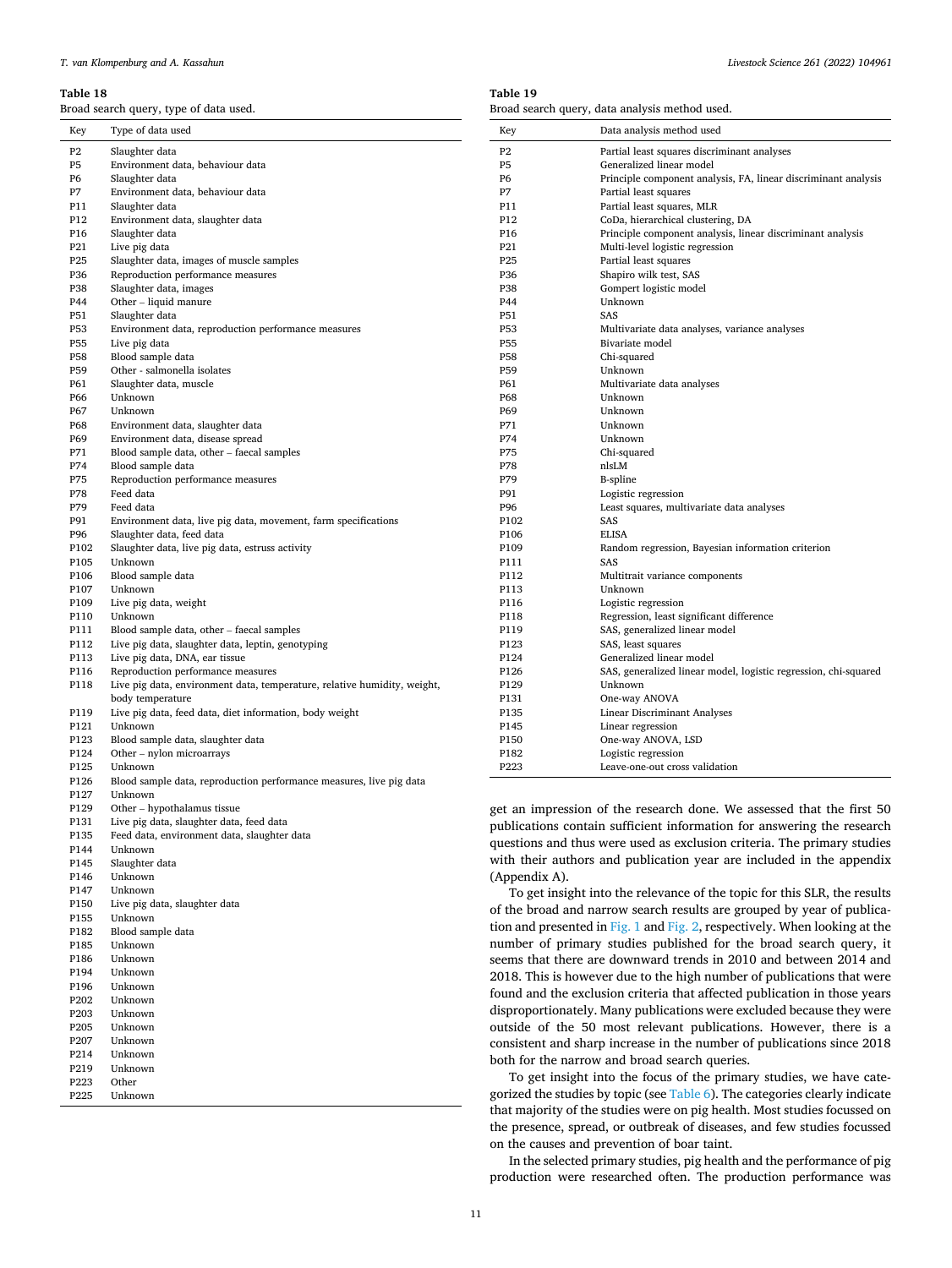**Table 18**
Broad search query, type of data used.

| Key | Type of data used |
|---|---|
| P2 | Slaughter data |
| P5 | Environment data, behaviour data |
| P6 | Slaughter data |
| P7 | Environment data, behaviour data |
| P11 | Slaughter data |
| P12 | Environment data, slaughter data |
| P16 | Slaughter data |
| P21 | Live pig data |
| P25 | Slaughter data, images of muscle samples |
| P36 | Reproduction performance measures |
| P38 | Slaughter data, images |
| P44 | Other – liquid manure |
| P51 | Slaughter data |
| P53 | Environment data, reproduction performance measures |
| P55 | Live pig data |
| P58 | Blood sample data |
| P59 | Other - salmonella isolates |
| P61 | Slaughter data, muscle |
| P66 | Unknown |
| P67 | Unknown |
| P68 | Environment data, slaughter data |
| P69 | Environment data, disease spread |
| P71 | Blood sample data, other – faecal samples |
| P74 | Blood sample data |
| P75 | Reproduction performance measures |
| P78 | Feed data |
| P79 | Feed data |
| P91 | Environment data, live pig data, movement, farm specifications |
| P96 | Slaughter data, feed data |
| P102 | Slaughter data, live pig data, estruss activity |
| P105 | Unknown |
| P106 | Blood sample data |
| P107 | Unknown |
| P109 | Live pig data, weight |
| P110 | Unknown |
| P111 | Blood sample data, other – faecal samples |
| P112 | Live pig data, slaughter data, leptin, genotyping |
| P113 | Live pig data, DNA, ear tissue |
| P116 | Reproduction performance measures |
| P118 | Live pig data, environment data, temperature, relative humidity, weight, body temperature |
| P119 | Live pig data, feed data, diet information, body weight |
| P121 | Unknown |
| P123 | Blood sample data, slaughter data |
| P124 | Other – nylon microarrays |
| P125 | Unknown |
| P126 | Blood sample data, reproduction performance measures, live pig data |
| P127 | Unknown |
| P129 | Other – hypothalamus tissue |
| P131 | Live pig data, slaughter data, feed data |
| P135 | Feed data, environment data, slaughter data |
| P144 | Unknown |
| P145 | Slaughter data |
| P146 | Unknown |
| P147 | Unknown |
| P150 | Live pig data, slaughter data |
| P155 | Unknown |
| P182 | Blood sample data |
| P185 | Unknown |
| P186 | Unknown |
| P194 | Unknown |
| P196 | Unknown |
| P202 | Unknown |
| P203 | Unknown |
| P205 | Unknown |
| P207 | Unknown |
| P214 | Unknown |
| P219 | Unknown |
| P223 | Other |
| P225 | Unknown |

**Table 19**
Broad search query, data analysis method used.

| Key | Data analysis method used |
|---|---|
| P2 | Partial least squares discriminant analyses |
| P5 | Generalized linear model |
| P6 | Principle component analysis, FA, linear discriminant analysis |
| P7 | Partial least squares |
| P11 | Partial least squares, MLR |
| P12 | CoDa, hierarchical clustering, DA |
| P16 | Principle component analysis, linear discriminant analysis |
| P21 | Multi-level logistic regression |
| P25 | Partial least squares |
| P36 | Shapiro wilk test, SAS |
| P38 | Gompert logistic model |
| P44 | Unknown |
| P51 | SAS |
| P53 | Multivariate data analyses, variance analyses |
| P55 | Bivariate model |
| P58 | Chi-squared |
| P59 | Unknown |
| P61 | Multivariate data analyses |
| P68 | Unknown |
| P69 | Unknown |
| P71 | Unknown |
| P74 | Unknown |
| P75 | Chi-squared |
| P78 | nlsLM |
| P79 | B-spline |
| P91 | Logistic regression |
| P96 | Least squares, multivariate data analyses |
| P102 | SAS |
| P106 | ELISA |
| P109 | Random regression, Bayesian information criterion |
| P111 | SAS |
| P112 | Multitrait variance components |
| P113 | Unknown |
| P116 | Logistic regression |
| P118 | Regression, least significant difference |
| P119 | SAS, generalized linear model |
| P123 | SAS, least squares |
| P124 | Generalized linear model |
| P126 | SAS, generalized linear model, logistic regression, chi-squared |
| P129 | Unknown |
| P131 | One-way ANOVA |
| P135 | Linear Discriminant Analyses |
| P145 | Linear regression |
| P150 | One-way ANOVA, LSD |
| P182 | Logistic regression |
| P223 | Leave-one-out cross validation |

get an impression of the research done. We assessed that the first 50 publications contain sufficient information for answering the research questions and thus were used as exclusion criteria. The primary studies with their authors and publication year are included in the appendix (Appendix A).

To get insight into the relevance of the topic for this SLR, the results of the broad and narrow search results are grouped by year of publication and presented in Fig. 1 and Fig. 2, respectively. When looking at the number of primary studies published for the broad search query, it seems that there are downward trends in 2010 and between 2014 and 2018. This is however due to the high number of publications that were found and the exclusion criteria that affected publication in those years disproportionately. Many publications were excluded because they were outside of the 50 most relevant publications. However, there is a consistent and sharp increase in the number of publications since 2018 both for the narrow and broad search queries.

To get insight into the focus of the primary studies, we have categorized the studies by topic (see Table 6). The categories clearly indicate that majority of the studies were on pig health. Most studies focussed on the presence, spread, or outbreak of diseases, and few studies focussed on the causes and prevention of boar taint.

In the selected primary studies, pig health and the performance of pig production were researched often. The production performance was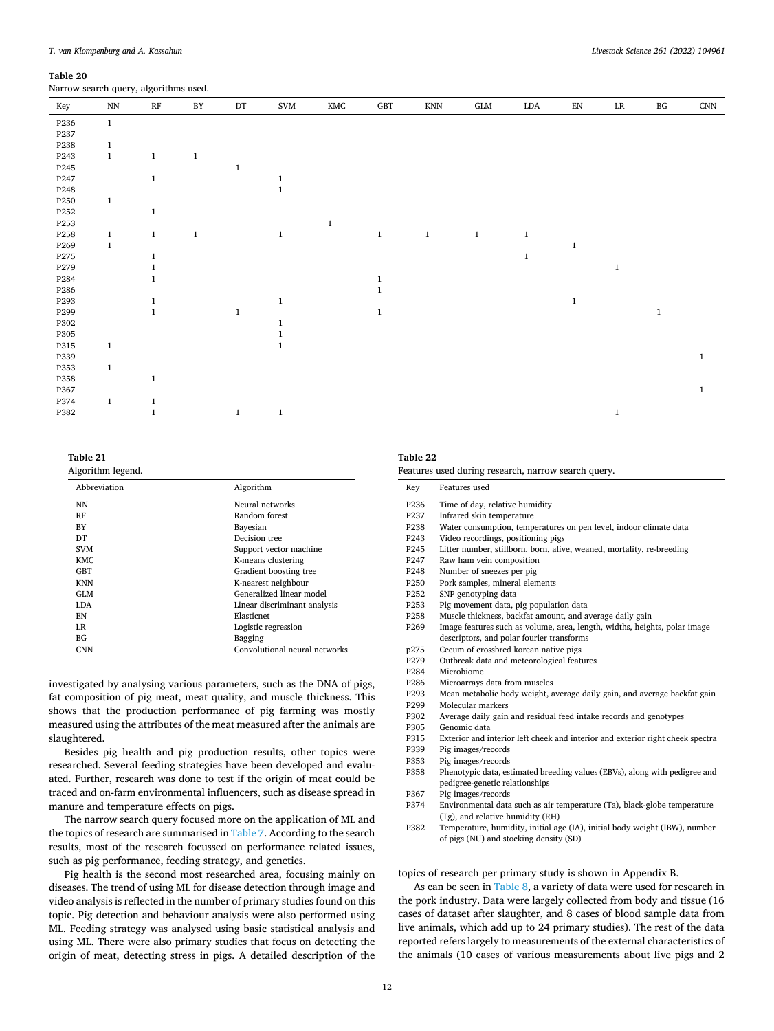**Table 20**
Narrow search query, algorithms used.

| Key | NN | RF | BY | DT | SVM | KMC | GBT | KNN | GLM | LDA | EN | LR | BG | CNN |
|---|---|---|---|---|---|---|---|---|---|---|---|---|---|---|
| P236 | 1 | | | | | | | | | | | | | |
| P237 | | | | | | | | | | | | | | |
| P238 | 1 | | | | | | | | | | | | | |
| P243 | 1 | 1 | 1 | | | | | | | | | | | |
| P245 | | | | 1 | | | | | | | | | | |
| P247 | | 1 | | | 1 | | | | | | | | | |
| P248 | | | | | 1 | | | | | | | | | |
| P250 | 1 | | | | | | | | | | | | | |
| P252 | | 1 | | | | | | | | | | | | |
| P253 | | | | | | 1 | | | | | | | | |
| P258 | 1 | 1 | 1 | | 1 | | 1 | 1 | 1 | 1 | | | | |
| P269 | 1 | | | | | | | | | | 1 | | | |
| P275 | | 1 | | | | | | | | 1 | | | | |
| P279 | | 1 | | | | | | | | | | 1 | | |
| P284 | | 1 | | | | | 1 | | | | | | | |
| P286 | | | | | | | 1 | | | | | | | |
| P293 | | 1 | | | 1 | | | | | | 1 | | | |
| P299 | | 1 | | 1 | | | 1 | | | | | | 1 | |
| P302 | | | | | 1 | | | | | | | | | |
| P305 | | | | | 1 | | | | | | | | | |
| P315 | 1 | | | | 1 | | | | | | | | | |
| P339 | | | | | | | | | | | | | | 1 |
| P353 | 1 | | | | | | | | | | | | | |
| P358 | | 1 | | | | | | | | | | | | |
| P367 | | | | | | | | | | | | | | 1 |
| P374 | 1 | 1 | | | | | | | | | | | | |
| P382 | | 1 | | 1 | 1 | | | | | | | 1 | | |

**Table 21**
Algorithm legend.

| Abbreviation | Algorithm |
|---|---|
| NN | Neural networks |
| RF | Random forest |
| BY | Bayesian |
| DT | Decision tree |
| SVM | Support vector machine |
| KMC | K-means clustering |
| GBT | Gradient boosting tree |
| KNN | K-nearest neighbour |
| GLM | Generalized linear model |
| LDA | Linear discriminant analysis |
| EN | Elasticnet |
| LR | Logistic regression |
| BG | Bagging |
| CNN | Convolutional neural networks |

investigated by analysing various parameters, such as the DNA of pigs, fat composition of pig meat, meat quality, and muscle thickness. This shows that the production performance of pig farming was mostly measured using the attributes of the meat measured after the animals are slaughtered.

Besides pig health and pig production results, other topics were researched. Several feeding strategies have been developed and evaluated. Further, research was done to test if the origin of meat could be traced and on-farm environmental influencers, such as disease spread in manure and temperature effects on pigs.

The narrow search query focused more on the application of ML and the topics of research are summarised in Table 7. According to the search results, most of the research focussed on performance related issues, such as pig performance, feeding strategy, and genetics.

Pig health is the second most researched area, focusing mainly on diseases. The trend of using ML for disease detection through image and video analysis is reflected in the number of primary studies found on this topic. Pig detection and behaviour analysis were also performed using ML. Feeding strategy was analysed using basic statistical analysis and using ML. There were also primary studies that focus on detecting the origin of meat, detecting stress in pigs. A detailed description of the topics of research per primary study is shown in Appendix B.

**Table 22**
Features used during research, narrow search query.

| Key | Features used |
|---|---|
| P236 | Time of day, relative humidity |
| P237 | Infrared skin temperature |
| P238 | Water consumption, temperatures on pen level, indoor climate data |
| P243 | Video recordings, positioning pigs |
| P245 | Litter number, stillborn, born, alive, weaned, mortality, re-breeding |
| P247 | Raw ham vein composition |
| P248 | Number of sneezes per pig |
| P250 | Pork samples, mineral elements |
| P252 | SNP genotyping data |
| P253 | Pig movement data, pig population data |
| P258 | Muscle thickness, backfat amount, and average daily gain |
| P269 | Image features such as volume, area, length, widths, heights, polar image descriptors, and polar fourier transforms |
| p275 | Cecum of crossbred korean native pigs |
| P279 | Outbreak data and meteorological features |
| P284 | Microbiome |
| P286 | Microarrays data from muscles |
| P293 | Mean metabolic body weight, average daily gain, and average backfat gain |
| P299 | Molecular markers |
| P302 | Average daily gain and residual feed intake records and genotypes |
| P305 | Genomic data |
| P315 | Exterior and interior left cheek and interior and exterior right cheek spectra |
| P339 | Pig images/records |
| P353 | Pig images/records |
| P358 | Phenotypic data, estimated breeding values (EBVs), along with pedigree and pedigree-genetic relationships |
| P367 | Pig images/records |
| P374 | Environmental data such as air temperature (Ta), black-globe temperature (Tg), and relative humidity (RH) |
| P382 | Temperature, humidity, initial age (IA), initial body weight (IBW), number of pigs (NU) and stocking density (SD) |

As can be seen in Table 8, a variety of data were used for research in the pork industry. Data were largely collected from body and tissue (16 cases of dataset after slaughter, and 8 cases of blood sample data from live animals, which add up to 24 primary studies). The rest of the data reported refers largely to measurements of the external characteristics of the animals (10 cases of various measurements about live pigs and 2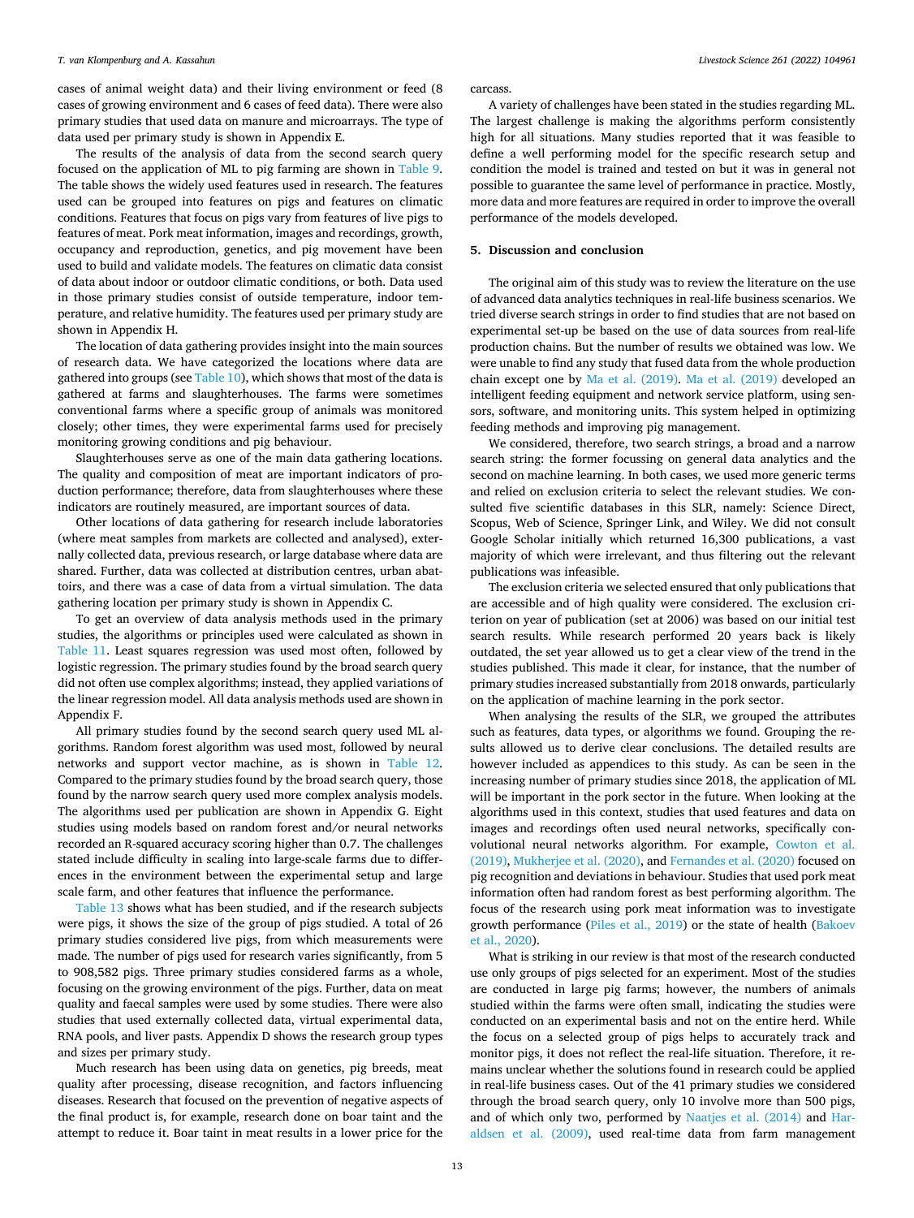cases of animal weight data) and their living environment or feed (8 cases of growing environment and 6 cases of feed data). There were also primary studies that used data on manure and microarrays. The type of data used per primary study is shown in Appendix E.

The results of the analysis of data from the second search query focused on the application of ML to pig farming are shown in Table 9. The table shows the widely used features used in research. The features used can be grouped into features on pigs and features on climatic conditions. Features that focus on pigs vary from features of live pigs to features of meat. Pork meat information, images and recordings, growth, occupancy and reproduction, genetics, and pig movement have been used to build and validate models. The features on climatic data consist of data about indoor or outdoor climatic conditions, or both. Data used in those primary studies consist of outside temperature, indoor temperature, and relative humidity. The features used per primary study are shown in Appendix H.

The location of data gathering provides insight into the main sources of research data. We have categorized the locations where data are gathered into groups (see Table 10), which shows that most of the data is gathered at farms and slaughterhouses. The farms were sometimes conventional farms where a specific group of animals was monitored closely; other times, they were experimental farms used for precisely monitoring growing conditions and pig behaviour.

Slaughterhouses serve as one of the main data gathering locations. The quality and composition of meat are important indicators of production performance; therefore, data from slaughterhouses where these indicators are routinely measured, are important sources of data.

Other locations of data gathering for research include laboratories (where meat samples from markets are collected and analysed), externally collected data, previous research, or large database where data are shared. Further, data was collected at distribution centres, urban abattoirs, and there was a case of data from a virtual simulation. The data gathering location per primary study is shown in Appendix C.

To get an overview of data analysis methods used in the primary studies, the algorithms or principles used were calculated as shown in Table 11. Least squares regression was used most often, followed by logistic regression. The primary studies found by the broad search query did not often use complex algorithms; instead, they applied variations of the linear regression model. All data analysis methods used are shown in Appendix F.

All primary studies found by the second search query used ML algorithms. Random forest algorithm was used most, followed by neural networks and support vector machine, as is shown in Table 12. Compared to the primary studies found by the broad search query, those found by the narrow search query used more complex analysis models. The algorithms used per publication are shown in Appendix G. Eight studies using models based on random forest and/or neural networks recorded an R-squared accuracy scoring higher than 0.7. The challenges stated include difficulty in scaling into large-scale farms due to differences in the environment between the experimental setup and large scale farm, and other features that influence the performance.

Table 13 shows what has been studied, and if the research subjects were pigs, it shows the size of the group of pigs studied. A total of 26 primary studies considered live pigs, from which measurements were made. The number of pigs used for research varies significantly, from 5 to 908,582 pigs. Three primary studies considered farms as a whole, focusing on the growing environment of the pigs. Further, data on meat quality and faecal samples were used by some studies. There were also studies that used externally collected data, virtual experimental data, RNA pools, and liver pasts. Appendix D shows the research group types and sizes per primary study.

Much research has been using data on genetics, pig breeds, meat quality after processing, disease recognition, and factors influencing diseases. Research that focused on the prevention of negative aspects of the final product is, for example, research done on boar taint and the attempt to reduce it. Boar taint in meat results in a lower price for the carcass.

A variety of challenges have been stated in the studies regarding ML. The largest challenge is making the algorithms perform consistently high for all situations. Many studies reported that it was feasible to define a well performing model for the specific research setup and condition the model is trained and tested on but it was in general not possible to guarantee the same level of performance in practice. Mostly, more data and more features are required in order to improve the overall performance of the models developed.

## 5. Discussion and conclusion

The original aim of this study was to review the literature on the use of advanced data analytics techniques in real-life business scenarios. We tried diverse search strings in order to find studies that are not based on experimental set-up be based on the use of data sources from real-life production chains. But the number of results we obtained was low. We were unable to find any study that fused data from the whole production chain except one by Ma et al. (2019). Ma et al. (2019) developed an intelligent feeding equipment and network service platform, using sensors, software, and monitoring units. This system helped in optimizing feeding methods and improving pig management.

We considered, therefore, two search strings, a broad and a narrow search string: the former focussing on general data analytics and the second on machine learning. In both cases, we used more generic terms and relied on exclusion criteria to select the relevant studies. We consulted five scientific databases in this SLR, namely: Science Direct, Scopus, Web of Science, Springer Link, and Wiley. We did not consult Google Scholar initially which returned 16,300 publications, a vast majority of which were irrelevant, and thus filtering out the relevant publications was infeasible.

The exclusion criteria we selected ensured that only publications that are accessible and of high quality were considered. The exclusion criterion on year of publication (set at 2006) was based on our initial test search results. While research performed 20 years back is likely outdated, the set year allowed us to get a clear view of the trend in the studies published. This made it clear, for instance, that the number of primary studies increased substantially from 2018 onwards, particularly on the application of machine learning in the pork sector.

When analysing the results of the SLR, we grouped the attributes such as features, data types, or algorithms we found. Grouping the results allowed us to derive clear conclusions. The detailed results are however included as appendices to this study. As can be seen in the increasing number of primary studies since 2018, the application of ML will be important in the pork sector in the future. When looking at the algorithms used in this context, studies that used features and data on images and recordings often used neural networks, specifically convolutional neural networks algorithm. For example, Cowton et al. (2019), Mukherjee et al. (2020), and Fernandes et al. (2020) focused on pig recognition and deviations in behaviour. Studies that used pork meat information often had random forest as best performing algorithm. The focus of the research using pork meat information was to investigate growth performance (Piles et al., 2019) or the state of health (Bakoev et al., 2020).

What is striking in our review is that most of the research conducted use only groups of pigs selected for an experiment. Most of the studies are conducted in large pig farms; however, the numbers of animals studied within the farms were often small, indicating the studies were conducted on an experimental basis and not on the entire herd. While the focus on a selected group of pigs helps to accurately track and monitor pigs, it does not reflect the real-life situation. Therefore, it remains unclear whether the solutions found in research could be applied in real-life business cases. Out of the 41 primary studies we considered through the broad search query, only 10 involve more than 500 pigs, and of which only two, performed by Naatjes et al. (2014) and Haraldsen et al. (2009), used real-time data from farm management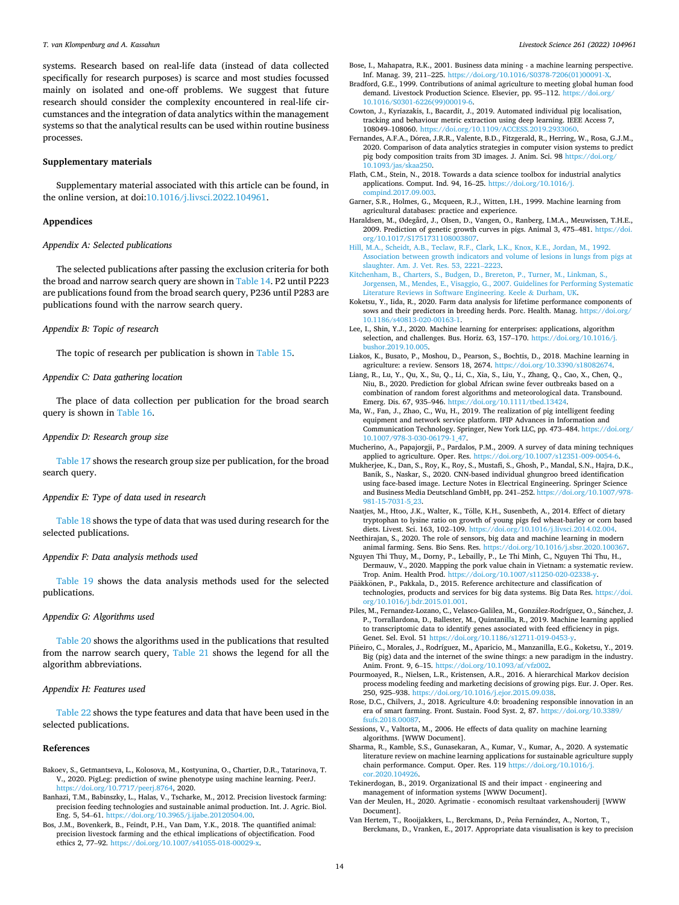systems. Research based on real-life data (instead of data collected specifically for research purposes) is scarce and most studies focussed mainly on isolated and one-off problems. We suggest that future research should consider the complexity encountered in real-life circumstances and the integration of data analytics within the management systems so that the analytical results can be used within routine business processes.

## Supplementary materials

Supplementary material associated with this article can be found, in the online version, at doi:10.1016/j.livsci.2022.104961.

## Appendices

### *Appendix A: Selected publications*

The selected publications after passing the exclusion criteria for both the broad and narrow search query are shown in Table 14. P2 until P223 are publications found from the broad search query, P236 until P283 are publications found with the narrow search query.

### *Appendix B: Topic of research*

The topic of research per publication is shown in Table 15.

### *Appendix C: Data gathering location*

The place of data collection per publication for the broad search query is shown in Table 16.

### *Appendix D: Research group size*

Table 17 shows the research group size per publication, for the broad search query.

### *Appendix E: Type of data used in research*

Table 18 shows the type of data that was used during research for the selected publications.

### *Appendix F: Data analysis methods used*

Table 19 shows the data analysis methods used for the selected publications.

### *Appendix G: Algorithms used*

Table 20 shows the algorithms used in the publications that resulted from the narrow search query, Table 21 shows the legend for all the algorithm abbreviations.

### *Appendix H: Features used*

Table 22 shows the type features and data that have been used in the selected publications.

## References

Bakoev, S., Getmantseva, L., Kolosova, M., Kostyunina, O., Chartier, D.R., Tatarinova, T. V., 2020. PigLeg: prediction of swine phenotype using machine learning. PeerJ. https://doi.org/10.7717/peerj.8764, 2020.

Banhazi, T.M., Babinszky, L., Halas, V., Tscharke, M., 2012. Precision livestock farming: precision feeding technologies and sustainable animal production. Int. J. Agric. Biol. Eng. 5, 54–61. https://doi.org/10.3965/j.ijabe.20120504.00.

Bos, J.M., Bovenkerk, B., Feindt, P.H., Van Dam, Y.K., 2018. The quantified animal: precision livestock farming and the ethical implications of objectification. Food ethics 2, 77–92. https://doi.org/10.1007/s41055-018-00029-x.

Bose, I., Mahapatra, R.K., 2001. Business data mining - a machine learning perspective. Inf. Manag. 39, 211–225. https://doi.org/10.1016/S0378-7206(01)00091-X.

Bradford, G.E., 1999. Contributions of animal agriculture to meeting global human food demand. Livestock Production Science. Elsevier, pp. 95–112. https://doi.org/10.1016/S0301-6226(99)00019-6.

Cowton, J., Kyriazakis, I., Bacardit, J., 2019. Automated individual pig localisation, tracking and behaviour metric extraction using deep learning. IEEE Access 7, 108049–108060. https://doi.org/10.1109/ACCESS.2019.2933060.

Fernandes, A.F.A., Dórea, J.R.R., Valente, B.D., Fitzgerald, R., Herring, W., Rosa, G.J.M., 2020. Comparison of data analytics strategies in computer vision systems to predict pig body composition traits from 3D images. J. Anim. Sci. 98 https://doi.org/10.1093/jas/skaa250.

Flath, C.M., Stein, N., 2018. Towards a data science toolbox for industrial analytics applications. Comput. Ind. 94, 16–25. https://doi.org/10.1016/j.compind.2017.09.003.

Garner, S.R., Holmes, G., Mcqueen, R.J., Witten, I.H., 1999. Machine learning from agricultural databases: practice and experience.

Haraldsen, M., Ødegård, J., Olsen, D., Vangen, O., Ranberg, I.M.A., Meuwissen, T.H.E., 2009. Prediction of genetic growth curves in pigs. Animal 3, 475–481. https://doi.org/10.1017/S1751731108003807.

Hill, M.A., Scheidt, A.B., Teclaw, R.F., Clark, L.K., Knox, K.E., Jordan, M., 1992. Association between growth indicators and volume of lesions in lungs from pigs at slaughter. Am. J. Vet. Res. 53, 2221–2223.

Kitchenham, B., Charters, S., Budgen, D., Brereton, P., Turner, M., Linkman, S., Jorgensen, M., Mendes, E., Visaggio, G., 2007. Guidelines for Performing Systematic Literature Reviews in Software Engineering. Keele & Durham, UK.

Koketsu, Y., Iida, R., 2020. Farm data analysis for lifetime performance components of sows and their predictors in breeding herds. Porc. Health. Manag. https://doi.org/10.1186/s40813-020-00163-1.

Lee, I., Shin, Y.J., 2020. Machine learning for enterprises: applications, algorithm selection, and challenges. Bus. Horiz. 63, 157–170. https://doi.org/10.1016/j.bushor.2019.10.005.

Liakos, K., Busato, P., Moshou, D., Pearson, S., Bochtis, D., 2018. Machine learning in agriculture: a review. Sensors 18, 2674. https://doi.org/10.3390/s18082674.

Liang, R., Lu, Y., Qu, X., Su, Q., Li, C., Xia, S., Liu, Y., Zhang, Q., Cao, X., Chen, Q., Niu, B., 2020. Prediction for global African swine fever outbreaks based on a combination of random forest algorithms and meteorological data. Transbound. Emerg. Dis. 67, 935–946. https://doi.org/10.1111/tbed.13424.

Ma, W., Fan, J., Zhao, C., Wu, H., 2019. The realization of pig intelligent feeding equipment and network service platform. IFIP Advances in Information and Communication Technology. Springer, New York LLC, pp. 473–484. https://doi.org/10.1007/978-3-030-06179-1_47.

Mucherino, A., Papajorgji, P., Pardalos, P.M., 2009. A survey of data mining techniques applied to agriculture. Oper. Res. https://doi.org/10.1007/s12351-009-0054-6.

Mukherjee, K., Dan, S., Roy, K., Roy, S., Mustafi, S., Ghosh, P., Mandal, S.N., Hajra, D.K., Banik, S., Naskar, S., 2020. CNN-based individual ghungroo breed identification using face-based image. Lecture Notes in Electrical Engineering. Springer Science and Business Media Deutschland GmbH, pp. 241–252. https://doi.org/10.1007/978-981-15-7031-5_23.

Naatjes, M., Htoo, J.K., Walter, K., Tölle, K.H., Susenbeth, A., 2014. Effect of dietary tryptophan to lysine ratio on growth of young pigs fed wheat-barley or corn based diets. Livest. Sci. 163, 102–109. https://doi.org/10.1016/j.livsci.2014.02.004.

Neethirajan, S., 2020. The role of sensors, big data and machine learning in modern animal farming. Sens. Bio Sens. Res. https://doi.org/10.1016/j.sbsr.2020.100367.

Nguyen Thi Thuy, M., Dorny, P., Lebailly, P., Le Thi Minh, C., Nguyen Thi Thu, H., Dermauw, V., 2020. Mapping the pork value chain in Vietnam: a systematic review. Trop. Anim. Health Prod. https://doi.org/10.1007/s11250-020-02338-y.

Pääkkönen, P., Pakkala, D., 2015. Reference architecture and classification of technologies, products and services for big data systems. Big Data Res. https://doi.org/10.1016/j.bdr.2015.01.001.

Piles, M., Fernandez-Lozano, C., Velasco-Galilea, M., González-Rodríguez, O., Sánchez, J. P., Torrallardona, D., Ballester, M., Quintanilla, R., 2019. Machine learning applied to transcriptomic data to identify genes associated with feed efficiency in pigs. Genet. Sel. Evol. 51 https://doi.org/10.1186/s12711-019-0453-y.

Piñeiro, C., Morales, J., Rodríguez, M., Aparicio, M., Manzanilla, E.G., Koketsu, Y., 2019. Big (pig) data and the internet of the swine things: a new paradigm in the industry. Anim. Front. 9, 6–15. https://doi.org/10.1093/af/vfz002.

Pourmoayed, R., Nielsen, L.R., Kristensen, A.R., 2016. A hierarchical Markov decision process modeling feeding and marketing decisions of growing pigs. Eur. J. Oper. Res. 250, 925–938. https://doi.org/10.1016/j.ejor.2015.09.038.

Rose, D.C., Chilvers, J., 2018. Agriculture 4.0: broadening responsible innovation in an era of smart farming. Front. Sustain. Food Syst. 2, 87. https://doi.org/10.3389/fsufs.2018.00087.

Sessions, V., Valtorta, M., 2006. He effects of data quality on machine learning algorithms. [WWW Document].

Sharma, R., Kamble, S.S., Gunasekaran, A., Kumar, V., Kumar, A., 2020. A systematic literature review on machine learning applications for sustainable agriculture supply chain performance. Comput. Oper. Res. 119 https://doi.org/10.1016/j.cor.2020.104926.

Tekinerdogan, B., 2019. Organizational IS and their impact - engineering and management of information systems [WWW Document].

Van der Meulen, H., 2020. Agrimatie - economisch resultaat varkenshouderij [WWW Document].

Van Hertem, T., Rooijakkers, L., Berckmans, D., Peña Fernández, A., Norton, T., Berckmans, D., Vranken, E., 2017. Appropriate data visualisation is key to precision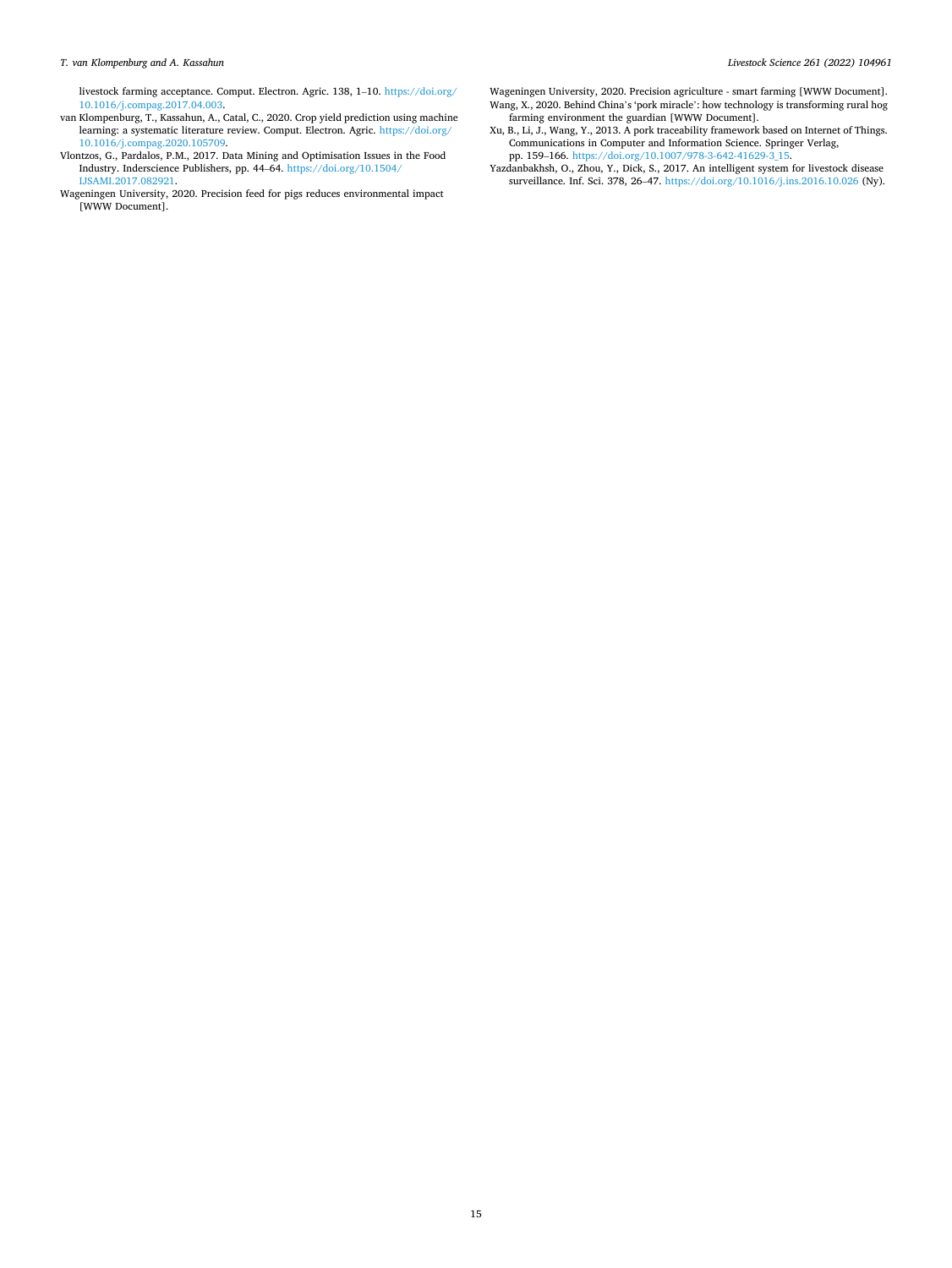livestock farming acceptance. Comput. Electron. Agric. 138, 1–10. https://doi.org/10.1016/j.compag.2017.04.003.

van Klompenburg, T., Kassahun, A., Catal, C., 2020. Crop yield prediction using machine learning: a systematic literature review. Comput. Electron. Agric. https://doi.org/10.1016/j.compag.2020.105709.

Vlontzos, G., Pardalos, P.M., 2017. Data Mining and Optimisation Issues in the Food Industry. Inderscience Publishers, pp. 44–64. https://doi.org/10.1504/IJSAMI.2017.082921.

Wageningen University, 2020. Precision feed for pigs reduces environmental impact [WWW Document].

Wageningen University, 2020. Precision agriculture - smart farming [WWW Document].

Wang, X., 2020. Behind China's 'pork miracle': how technology is transforming rural hog farming environment the guardian [WWW Document].

Xu, B., Li, J., Wang, Y., 2013. A pork traceability framework based on Internet of Things. Communications in Computer and Information Science. Springer Verlag, pp. 159–166. https://doi.org/10.1007/978-3-642-41629-3_15.

Yazdanbakhsh, O., Zhou, Y., Dick, S., 2017. An intelligent system for livestock disease surveillance. Inf. Sci. 378, 26–47. https://doi.org/10.1016/j.ins.2016.10.026 (Ny).